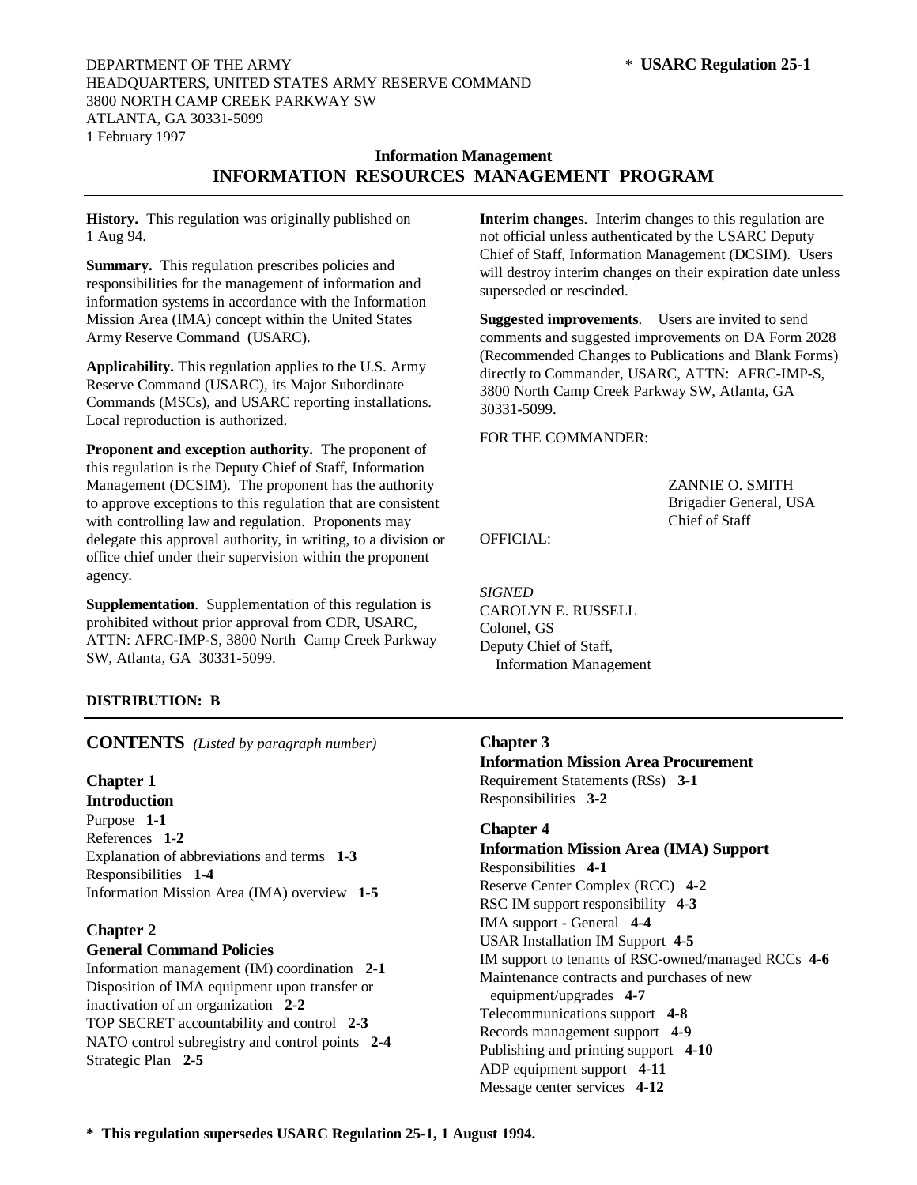DEPARTMENT OF THE ARMY
HEADQUARTERS, UNITED STATES ARMY RESERVE COMMAND
3800 NORTH CAMP CREEK PARKWAY SW
ATLANTA, GA 30331-5099
1 February 1997

\* **USARC Regulation 25-1**

**Information Management**

# INFORMATION RESOURCES MANAGEMENT PROGRAM

**History.** This regulation was originally published on 1 Aug 94.

**Summary.** This regulation prescribes policies and responsibilities for the management of information and information systems in accordance with the Information Mission Area (IMA) concept within the United States Army Reserve Command (USARC).

**Applicability.** This regulation applies to the U.S. Army Reserve Command (USARC), its Major Subordinate Commands (MSCs), and USARC reporting installations. Local reproduction is authorized.

**Proponent and exception authority.** The proponent of this regulation is the Deputy Chief of Staff, Information Management (DCSIM). The proponent has the authority to approve exceptions to this regulation that are consistent with controlling law and regulation. Proponents may delegate this approval authority, in writing, to a division or office chief under their supervision within the proponent agency.

**Supplementation**. Supplementation of this regulation is prohibited without prior approval from CDR, USARC, ATTN: AFRC-IMP-S, 3800 North Camp Creek Parkway SW, Atlanta, GA 30331-5099.

**Interim changes**. Interim changes to this regulation are not official unless authenticated by the USARC Deputy Chief of Staff, Information Management (DCSIM). Users will destroy interim changes on their expiration date unless superseded or rescinded.

**Suggested improvements**. Users are invited to send comments and suggested improvements on DA Form 2028 (Recommended Changes to Publications and Blank Forms) directly to Commander, USARC, ATTN: AFRC-IMP-S, 3800 North Camp Creek Parkway SW, Atlanta, GA 30331-5099.

FOR THE COMMANDER:

ZANNIE O. SMITH
Brigadier General, USA
Chief of Staff

OFFICIAL:

*SIGNED*
CAROLYN E. RUSSELL
Colonel, GS
Deputy Chief of Staff,
Information Management

**DISTRIBUTION: B**

## CONTENTS *(Listed by paragraph number)*

**Chapter 1**
**Introduction**
Purpose **1-1**
References **1-2**
Explanation of abbreviations and terms **1-3**
Responsibilities **1-4**
Information Mission Area (IMA) overview **1-5**

**Chapter 2**
**General Command Policies**
Information management (IM) coordination **2-1**
Disposition of IMA equipment upon transfer or inactivation of an organization **2-2**
TOP SECRET accountability and control **2-3**
NATO control subregistry and control points **2-4**
Strategic Plan **2-5**

**Chapter 3**
**Information Mission Area Procurement**
Requirement Statements (RSs) **3-1**
Responsibilities **3-2**

**Chapter 4**
**Information Mission Area (IMA) Support**
Responsibilities **4-1**
Reserve Center Complex (RCC) **4-2**
RSC IM support responsibility **4-3**
IMA support - General **4-4**
USAR Installation IM Support **4-5**
IM support to tenants of RSC-owned/managed RCCs **4-6**
Maintenance contracts and purchases of new equipment/upgrades **4-7**
Telecommunications support **4-8**
Records management support **4-9**
Publishing and printing support **4-10**
ADP equipment support **4-11**
Message center services **4-12**

**\* This regulation supersedes USARC Regulation 25-1, 1 August 1994.**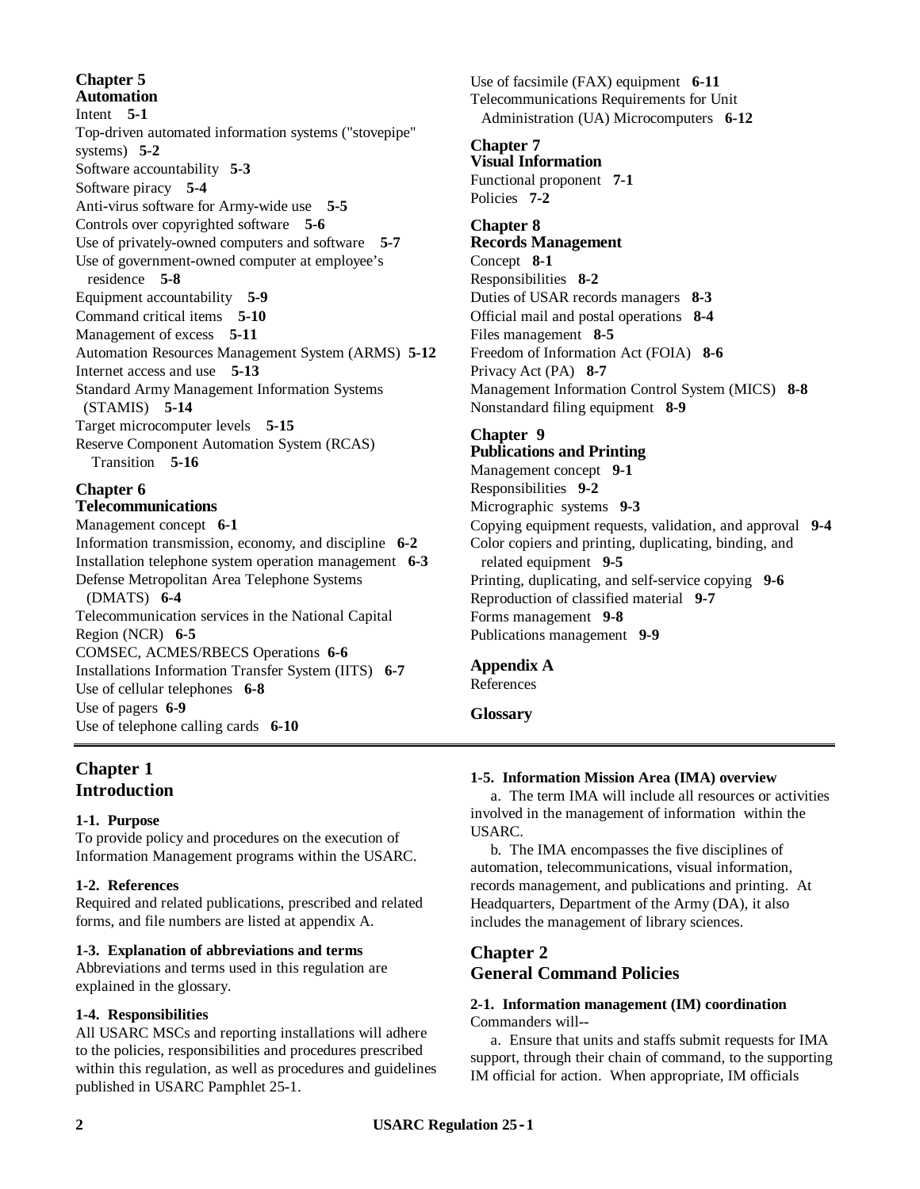**Chapter 5**
**Automation**
Intent **5-1**
Top-driven automated information systems ("stovepipe" systems) **5-2**
Software accountability **5-3**
Software piracy **5-4**
Anti-virus software for Army-wide use **5-5**
Controls over copyrighted software **5-6**
Use of privately-owned computers and software **5-7**
Use of government-owned computer at employee's residence **5-8**
Equipment accountability **5-9**
Command critical items **5-10**
Management of excess **5-11**
Automation Resources Management System (ARMS) **5-12**
Internet access and use **5-13**
Standard Army Management Information Systems (STAMIS) **5-14**
Target microcomputer levels **5-15**
Reserve Component Automation System (RCAS) Transition **5-16**

**Chapter 6**
**Telecommunications**
Management concept **6-1**
Information transmission, economy, and discipline **6-2**
Installation telephone system operation management **6-3**
Defense Metropolitan Area Telephone Systems (DMATS) **6-4**
Telecommunication services in the National Capital Region (NCR) **6-5**
COMSEC, ACMES/RBECS Operations **6-6**
Installations Information Transfer System (IITS) **6-7**
Use of cellular telephones **6-8**
Use of pagers **6-9**
Use of telephone calling cards **6-10**
Use of facsimile (FAX) equipment **6-11**
Telecommunications Requirements for Unit Administration (UA) Microcomputers **6-12**

**Chapter 7**
**Visual Information**
Functional proponent **7-1**
Policies **7-2**

**Chapter 8**
**Records Management**
Concept **8-1**
Responsibilities **8-2**
Duties of USAR records managers **8-3**
Official mail and postal operations **8-4**
Files management **8-5**
Freedom of Information Act (FOIA) **8-6**
Privacy Act (PA) **8-7**
Management Information Control System (MICS) **8-8**
Nonstandard filing equipment **8-9**

**Chapter 9**
**Publications and Printing**
Management concept **9-1**
Responsibilities **9-2**
Micrographic systems **9-3**
Copying equipment requests, validation, and approval **9-4**
Color copiers and printing, duplicating, binding, and related equipment **9-5**
Printing, duplicating, and self-service copying **9-6**
Reproduction of classified material **9-7**
Forms management **9-8**
Publications management **9-9**

**Appendix A**
References

**Glossary**

---

## Chapter 1
## Introduction

#### 1-1. Purpose
To provide policy and procedures on the execution of Information Management programs within the USARC.

#### 1-2. References
Required and related publications, prescribed and related forms, and file numbers are listed at appendix A.

#### 1-3. Explanation of abbreviations and terms
Abbreviations and terms used in this regulation are explained in the glossary.

#### 1-4. Responsibilities
All USARC MSCs and reporting installations will adhere to the policies, responsibilities and procedures prescribed within this regulation, as well as procedures and guidelines published in USARC Pamphlet 25-1.

#### 1-5. Information Mission Area (IMA) overview
a. The term IMA will include all resources or activities involved in the management of information within the USARC.

b. The IMA encompasses the five disciplines of automation, telecommunications, visual information, records management, and publications and printing. At Headquarters, Department of the Army (DA), it also includes the management of library sciences.

## Chapter 2
## General Command Policies

#### 2-1. Information management (IM) coordination
Commanders will--

a. Ensure that units and staffs submit requests for IMA support, through their chain of command, to the supporting IM official for action. When appropriate, IM officials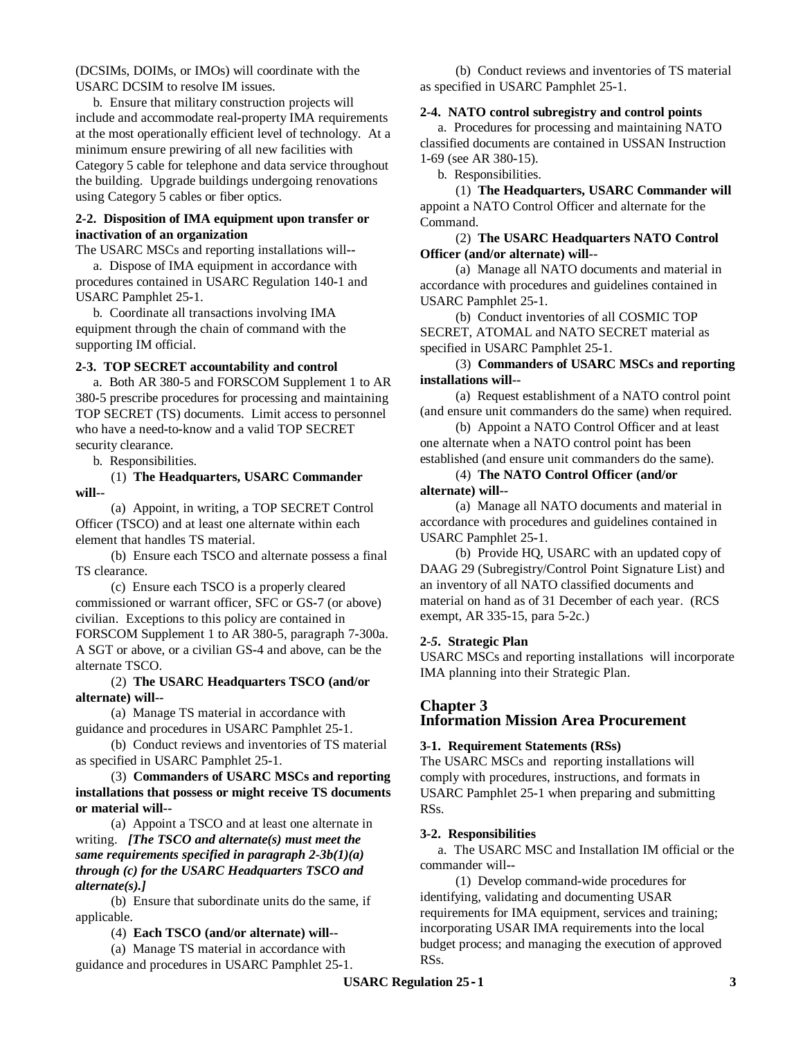(DCSIMs, DOIMs, or IMOs) will coordinate with the USARC DCSIM to resolve IM issues.

b. Ensure that military construction projects will include and accommodate real-property IMA requirements at the most operationally efficient level of technology. At a minimum ensure prewiring of all new facilities with Category 5 cable for telephone and data service throughout the building. Upgrade buildings undergoing renovations using Category 5 cables or fiber optics.

**2-2. Disposition of IMA equipment upon transfer or inactivation of an organization**

The USARC MSCs and reporting installations will--

a. Dispose of IMA equipment in accordance with procedures contained in USARC Regulation 140-1 and USARC Pamphlet 25-1.

b. Coordinate all transactions involving IMA equipment through the chain of command with the supporting IM official.

**2-3. TOP SECRET accountability and control**

a. Both AR 380-5 and FORSCOM Supplement 1 to AR 380-5 prescribe procedures for processing and maintaining TOP SECRET (TS) documents. Limit access to personnel who have a need-to-know and a valid TOP SECRET security clearance.

b. Responsibilities.

(1) **The Headquarters, USARC Commander will**--

(a) Appoint, in writing, a TOP SECRET Control Officer (TSCO) and at least one alternate within each element that handles TS material.

(b) Ensure each TSCO and alternate possess a final TS clearance.

(c) Ensure each TSCO is a properly cleared commissioned or warrant officer, SFC or GS-7 (or above) civilian. Exceptions to this policy are contained in FORSCOM Supplement 1 to AR 380-5, paragraph 7-300a. A SGT or above, or a civilian GS-4 and above, can be the alternate TSCO.

(2) **The USARC Headquarters TSCO (and/or alternate) will**--

(a) Manage TS material in accordance with guidance and procedures in USARC Pamphlet 25-1.

(b) Conduct reviews and inventories of TS material as specified in USARC Pamphlet 25-1.

(3) **Commanders of USARC MSCs and reporting installations that possess or might receive TS documents or material will**--

(a) Appoint a TSCO and at least one alternate in writing. ***[The TSCO and alternate(s) must meet the same requirements specified in paragraph 2-3b(1)(a) through (c) for the USARC Headquarters TSCO and alternate(s).]***

(b) Ensure that subordinate units do the same, if applicable.

(4) **Each TSCO (and/or alternate) will**--

(a) Manage TS material in accordance with guidance and procedures in USARC Pamphlet 25-1.

(b) Conduct reviews and inventories of TS material as specified in USARC Pamphlet 25-1.

**2-4. NATO control subregistry and control points**

a. Procedures for processing and maintaining NATO classified documents are contained in USSAN Instruction 1-69 (see AR 380-15).

b. Responsibilities.

(1) **The Headquarters, USARC Commander will** appoint a NATO Control Officer and alternate for the Command.

(2) **The USARC Headquarters NATO Control Officer (and/or alternate) will--**

(a) Manage all NATO documents and material in accordance with procedures and guidelines contained in USARC Pamphlet 25-1.

(b) Conduct inventories of all COSMIC TOP SECRET, ATOMAL and NATO SECRET material as specified in USARC Pamphlet 25-1.

(3) **Commanders of USARC MSCs and reporting installations will--**

(a) Request establishment of a NATO control point (and ensure unit commanders do the same) when required.

(b) Appoint a NATO Control Officer and at least one alternate when a NATO control point has been established (and ensure unit commanders do the same).

(4) **The NATO Control Officer (and/or alternate) will--**

(a) Manage all NATO documents and material in accordance with procedures and guidelines contained in USARC Pamphlet 25-1.

(b) Provide HQ, USARC with an updated copy of DAAG 29 (Subregistry/Control Point Signature List) and an inventory of all NATO classified documents and material on hand as of 31 December of each year. (RCS exempt, AR 335-15, para 5-2c.)

**2-5. Strategic Plan**

USARC MSCs and reporting installations will incorporate IMA planning into their Strategic Plan.

## Chapter 3
## Information Mission Area Procurement

**3-1. Requirement Statements (RSs)**

The USARC MSCs and reporting installations will comply with procedures, instructions, and formats in USARC Pamphlet 25-1 when preparing and submitting RSs.

**3-2. Responsibilities**

a. The USARC MSC and Installation IM official or the commander will--

(1) Develop command-wide procedures for identifying, validating and documenting USAR requirements for IMA equipment, services and training; incorporating USAR IMA requirements into the local budget process; and managing the execution of approved RSs.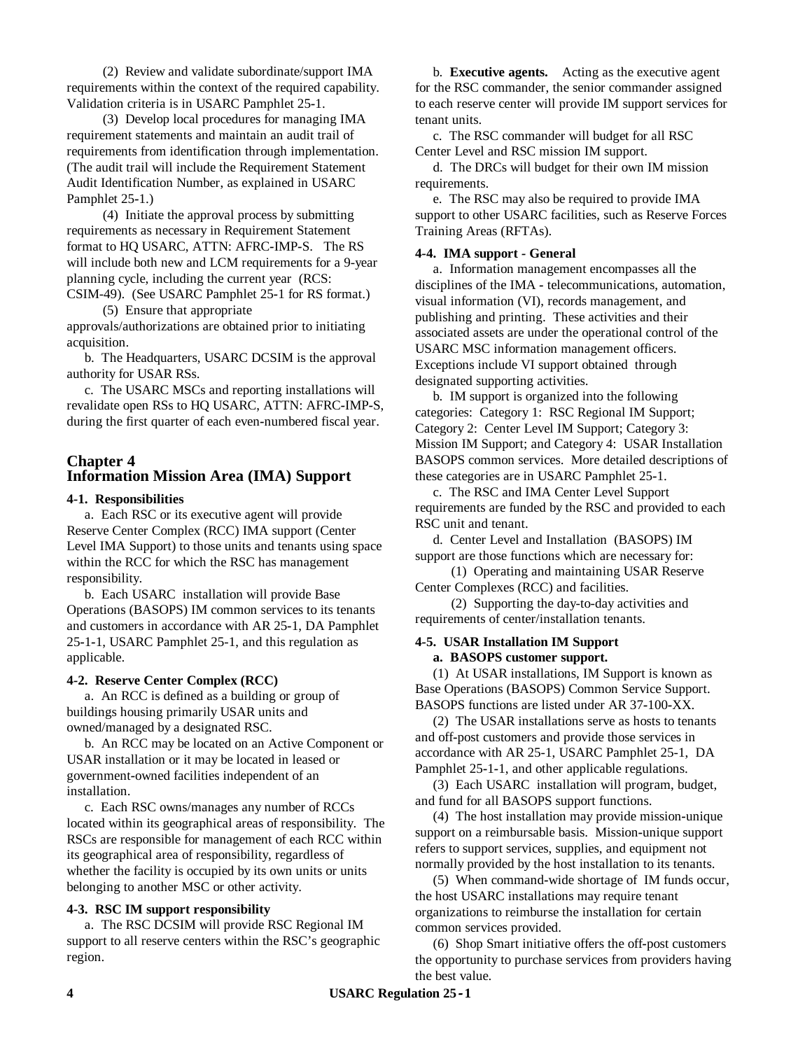(2) Review and validate subordinate/support IMA requirements within the context of the required capability. Validation criteria is in USARC Pamphlet 25-1.

(3) Develop local procedures for managing IMA requirement statements and maintain an audit trail of requirements from identification through implementation. (The audit trail will include the Requirement Statement Audit Identification Number, as explained in USARC Pamphlet 25-1.)

(4) Initiate the approval process by submitting requirements as necessary in Requirement Statement format to HQ USARC, ATTN: AFRC-IMP-S. The RS will include both new and LCM requirements for a 9-year planning cycle, including the current year (RCS: CSIM-49). (See USARC Pamphlet 25-1 for RS format.)

(5) Ensure that appropriate approvals/authorizations are obtained prior to initiating acquisition.

b. The Headquarters, USARC DCSIM is the approval authority for USAR RSs.

c. The USARC MSCs and reporting installations will revalidate open RSs to HQ USARC, ATTN: AFRC-IMP-S, during the first quarter of each even-numbered fiscal year.

# Chapter 4
# Information Mission Area (IMA) Support

### 4-1. Responsibilities

a. Each RSC or its executive agent will provide Reserve Center Complex (RCC) IMA support (Center Level IMA Support) to those units and tenants using space within the RCC for which the RSC has management responsibility.

b. Each USARC installation will provide Base Operations (BASOPS) IM common services to its tenants and customers in accordance with AR 25-1, DA Pamphlet 25-1-1, USARC Pamphlet 25-1, and this regulation as applicable.

### 4-2. Reserve Center Complex (RCC)

a. An RCC is defined as a building or group of buildings housing primarily USAR units and owned/managed by a designated RSC.

b. An RCC may be located on an Active Component or USAR installation or it may be located in leased or government-owned facilities independent of an installation.

c. Each RSC owns/manages any number of RCCs located within its geographical areas of responsibility. The RSCs are responsible for management of each RCC within its geographical area of responsibility, regardless of whether the facility is occupied by its own units or units belonging to another MSC or other activity.

### 4-3. RSC IM support responsibility

a. The RSC DCSIM will provide RSC Regional IM support to all reserve centers within the RSC's geographic region.

b. **Executive agents.** Acting as the executive agent for the RSC commander, the senior commander assigned to each reserve center will provide IM support services for tenant units.

c. The RSC commander will budget for all RSC Center Level and RSC mission IM support.

d. The DRCs will budget for their own IM mission requirements.

e. The RSC may also be required to provide IMA support to other USARC facilities, such as Reserve Forces Training Areas (RFTAs).

### 4-4. IMA support - General

a. Information management encompasses all the disciplines of the IMA - telecommunications, automation, visual information (VI), records management, and publishing and printing. These activities and their associated assets are under the operational control of the USARC MSC information management officers. Exceptions include VI support obtained through designated supporting activities.

b. IM support is organized into the following categories: Category 1: RSC Regional IM Support; Category 2: Center Level IM Support; Category 3: Mission IM Support; and Category 4: USAR Installation BASOPS common services. More detailed descriptions of these categories are in USARC Pamphlet 25-1.

c. The RSC and IMA Center Level Support requirements are funded by the RSC and provided to each RSC unit and tenant.

d. Center Level and Installation (BASOPS) IM support are those functions which are necessary for:

(1) Operating and maintaining USAR Reserve Center Complexes (RCC) and facilities.

(2) Supporting the day-to-day activities and requirements of center/installation tenants.

### 4-5. USAR Installation IM Support

**a. BASOPS customer support.**

(1) At USAR installations, IM Support is known as Base Operations (BASOPS) Common Service Support. BASOPS functions are listed under AR 37-100-XX.

(2) The USAR installations serve as hosts to tenants and off-post customers and provide those services in accordance with AR 25-1, USARC Pamphlet 25-1, DA Pamphlet 25-1-1, and other applicable regulations.

(3) Each USARC installation will program, budget, and fund for all BASOPS support functions.

(4) The host installation may provide mission-unique support on a reimbursable basis. Mission-unique support refers to support services, supplies, and equipment not normally provided by the host installation to its tenants.

(5) When command-wide shortage of IM funds occur, the host USARC installations may require tenant organizations to reimburse the installation for certain common services provided.

(6) Shop Smart initiative offers the off-post customers the opportunity to purchase services from providers having the best value.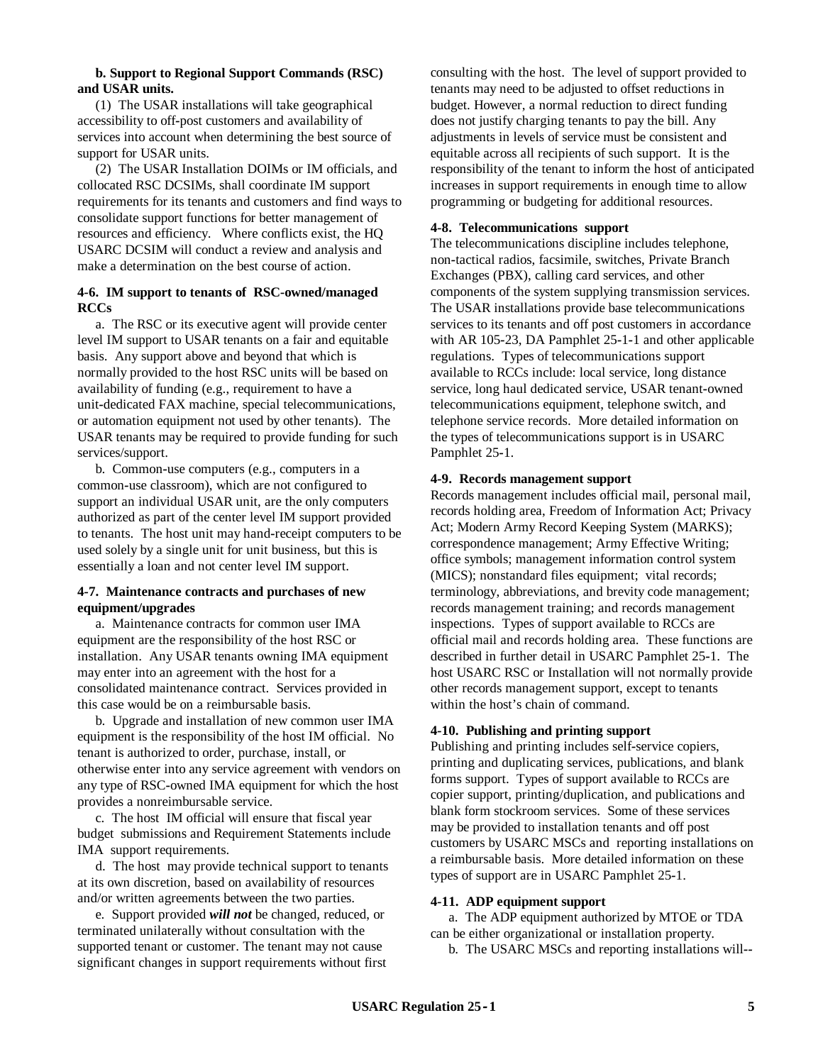**b. Support to Regional Support Commands (RSC) and USAR units.**

(1) The USAR installations will take geographical accessibility to off-post customers and availability of services into account when determining the best source of support for USAR units.

(2) The USAR Installation DOIMs or IM officials, and collocated RSC DCSIMs, shall coordinate IM support requirements for its tenants and customers and find ways to consolidate support functions for better management of resources and efficiency. Where conflicts exist, the HQ USARC DCSIM will conduct a review and analysis and make a determination on the best course of action.

#### 4-6. IM support to tenants of RSC-owned/managed RCCs

a. The RSC or its executive agent will provide center level IM support to USAR tenants on a fair and equitable basis. Any support above and beyond that which is normally provided to the host RSC units will be based on availability of funding (e.g., requirement to have a unit-dedicated FAX machine, special telecommunications, or automation equipment not used by other tenants). The USAR tenants may be required to provide funding for such services/support.

b. Common-use computers (e.g., computers in a common-use classroom), which are not configured to support an individual USAR unit, are the only computers authorized as part of the center level IM support provided to tenants. The host unit may hand-receipt computers to be used solely by a single unit for unit business, but this is essentially a loan and not center level IM support.

#### 4-7. Maintenance contracts and purchases of new equipment/upgrades

a. Maintenance contracts for common user IMA equipment are the responsibility of the host RSC or installation. Any USAR tenants owning IMA equipment may enter into an agreement with the host for a consolidated maintenance contract. Services provided in this case would be on a reimbursable basis.

b. Upgrade and installation of new common user IMA equipment is the responsibility of the host IM official. No tenant is authorized to order, purchase, install, or otherwise enter into any service agreement with vendors on any type of RSC-owned IMA equipment for which the host provides a nonreimbursable service.

c. The host IM official will ensure that fiscal year budget submissions and Requirement Statements include IMA support requirements.

d. The host may provide technical support to tenants at its own discretion, based on availability of resources and/or written agreements between the two parties.

e. Support provided ***will not*** be changed, reduced, or terminated unilaterally without consultation with the supported tenant or customer. The tenant may not cause significant changes in support requirements without first consulting with the host. The level of support provided to tenants may need to be adjusted to offset reductions in budget. However, a normal reduction to direct funding does not justify charging tenants to pay the bill. Any adjustments in levels of service must be consistent and equitable across all recipients of such support. It is the responsibility of the tenant to inform the host of anticipated increases in support requirements in enough time to allow programming or budgeting for additional resources.

#### 4-8. Telecommunications support

The telecommunications discipline includes telephone, non-tactical radios, facsimile, switches, Private Branch Exchanges (PBX), calling card services, and other components of the system supplying transmission services. The USAR installations provide base telecommunications services to its tenants and off post customers in accordance with AR 105-23, DA Pamphlet 25-1-1 and other applicable regulations. Types of telecommunications support available to RCCs include: local service, long distance service, long haul dedicated service, USAR tenant-owned telecommunications equipment, telephone switch, and telephone service records. More detailed information on the types of telecommunications support is in USARC Pamphlet 25-1.

#### 4-9. Records management support

Records management includes official mail, personal mail, records holding area, Freedom of Information Act; Privacy Act; Modern Army Record Keeping System (MARKS); correspondence management; Army Effective Writing; office symbols; management information control system (MICS); nonstandard files equipment; vital records; terminology, abbreviations, and brevity code management; records management training; and records management inspections. Types of support available to RCCs are official mail and records holding area. These functions are described in further detail in USARC Pamphlet 25-1. The host USARC RSC or Installation will not normally provide other records management support, except to tenants within the host's chain of command.

#### 4-10. Publishing and printing support

Publishing and printing includes self-service copiers, printing and duplicating services, publications, and blank forms support. Types of support available to RCCs are copier support, printing/duplication, and publications and blank form stockroom services. Some of these services may be provided to installation tenants and off post customers by USARC MSCs and reporting installations on a reimbursable basis. More detailed information on these types of support are in USARC Pamphlet 25-1.

#### 4-11. ADP equipment support

a. The ADP equipment authorized by MTOE or TDA can be either organizational or installation property.

b. The USARC MSCs and reporting installations will--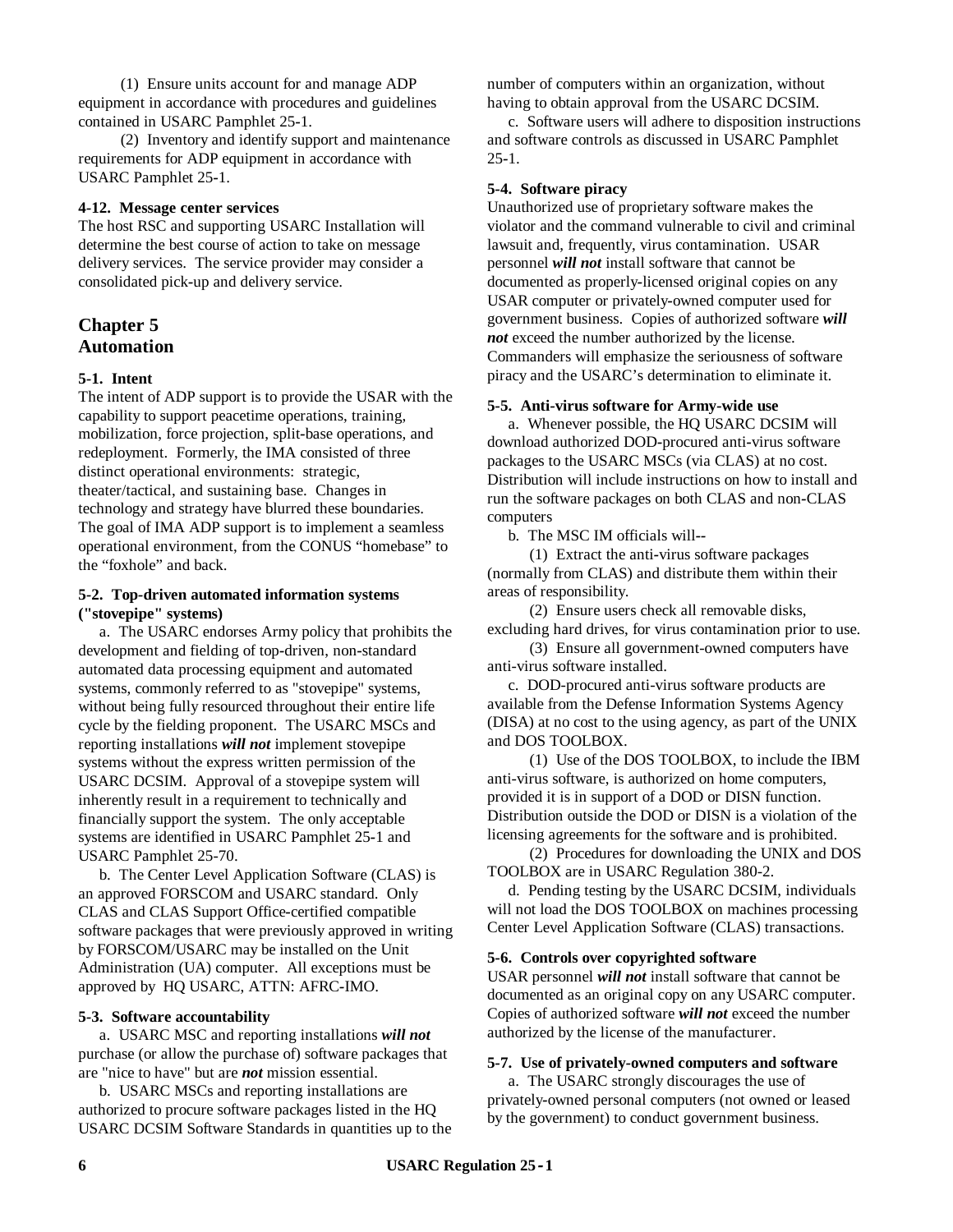(1) Ensure units account for and manage ADP equipment in accordance with procedures and guidelines contained in USARC Pamphlet 25-1.

(2) Inventory and identify support and maintenance requirements for ADP equipment in accordance with USARC Pamphlet 25-1.

**4-12. Message center services**
The host RSC and supporting USARC Installation will determine the best course of action to take on message delivery services. The service provider may consider a consolidated pick-up and delivery service.

## Chapter 5
## Automation

**5-1. Intent**
The intent of ADP support is to provide the USAR with the capability to support peacetime operations, training, mobilization, force projection, split-base operations, and redeployment. Formerly, the IMA consisted of three distinct operational environments: strategic, theater/tactical, and sustaining base. Changes in technology and strategy have blurred these boundaries. The goal of IMA ADP support is to implement a seamless operational environment, from the CONUS "homebase" to the "foxhole" and back.

**5-2. Top-driven automated information systems ("stovepipe" systems)**

a. The USARC endorses Army policy that prohibits the development and fielding of top-driven, non-standard automated data processing equipment and automated systems, commonly referred to as "stovepipe" systems, without being fully resourced throughout their entire life cycle by the fielding proponent. The USARC MSCs and reporting installations ***will not*** implement stovepipe systems without the express written permission of the USARC DCSIM. Approval of a stovepipe system will inherently result in a requirement to technically and financially support the system. The only acceptable systems are identified in USARC Pamphlet 25-1 and USARC Pamphlet 25-70.

b. The Center Level Application Software (CLAS) is an approved FORSCOM and USARC standard. Only CLAS and CLAS Support Office-certified compatible software packages that were previously approved in writing by FORSCOM/USARC may be installed on the Unit Administration (UA) computer. All exceptions must be approved by HQ USARC, ATTN: AFRC-IMO.

**5-3. Software accountability**

a. USARC MSC and reporting installations ***will not*** purchase (or allow the purchase of) software packages that are "nice to have" but are ***not*** mission essential.

b. USARC MSCs and reporting installations are authorized to procure software packages listed in the HQ USARC DCSIM Software Standards in quantities up to the number of computers within an organization, without having to obtain approval from the USARC DCSIM.

c. Software users will adhere to disposition instructions and software controls as discussed in USARC Pamphlet 25-1.

**5-4. Software piracy**
Unauthorized use of proprietary software makes the violator and the command vulnerable to civil and criminal lawsuit and, frequently, virus contamination. USAR personnel ***will not*** install software that cannot be documented as properly-licensed original copies on any USAR computer or privately-owned computer used for government business. Copies of authorized software ***will not*** exceed the number authorized by the license. Commanders will emphasize the seriousness of software piracy and the USARC's determination to eliminate it.

**5-5. Anti-virus software for Army-wide use**

a. Whenever possible, the HQ USARC DCSIM will download authorized DOD-procured anti-virus software packages to the USARC MSCs (via CLAS) at no cost. Distribution will include instructions on how to install and run the software packages on both CLAS and non-CLAS computers

b. The MSC IM officials will--

(1) Extract the anti-virus software packages (normally from CLAS) and distribute them within their areas of responsibility.

(2) Ensure users check all removable disks, excluding hard drives, for virus contamination prior to use.

(3) Ensure all government-owned computers have anti-virus software installed.

c. DOD-procured anti-virus software products are available from the Defense Information Systems Agency (DISA) at no cost to the using agency, as part of the UNIX and DOS TOOLBOX.

(1) Use of the DOS TOOLBOX, to include the IBM anti-virus software, is authorized on home computers, provided it is in support of a DOD or DISN function. Distribution outside the DOD or DISN is a violation of the licensing agreements for the software and is prohibited.

(2) Procedures for downloading the UNIX and DOS TOOLBOX are in USARC Regulation 380-2.

d. Pending testing by the USARC DCSIM, individuals will not load the DOS TOOLBOX on machines processing Center Level Application Software (CLAS) transactions.

**5-6. Controls over copyrighted software**
USAR personnel ***will not*** install software that cannot be documented as an original copy on any USARC computer. Copies of authorized software ***will not*** exceed the number authorized by the license of the manufacturer.

**5-7. Use of privately-owned computers and software**

a. The USARC strongly discourages the use of privately-owned personal computers (not owned or leased by the government) to conduct government business.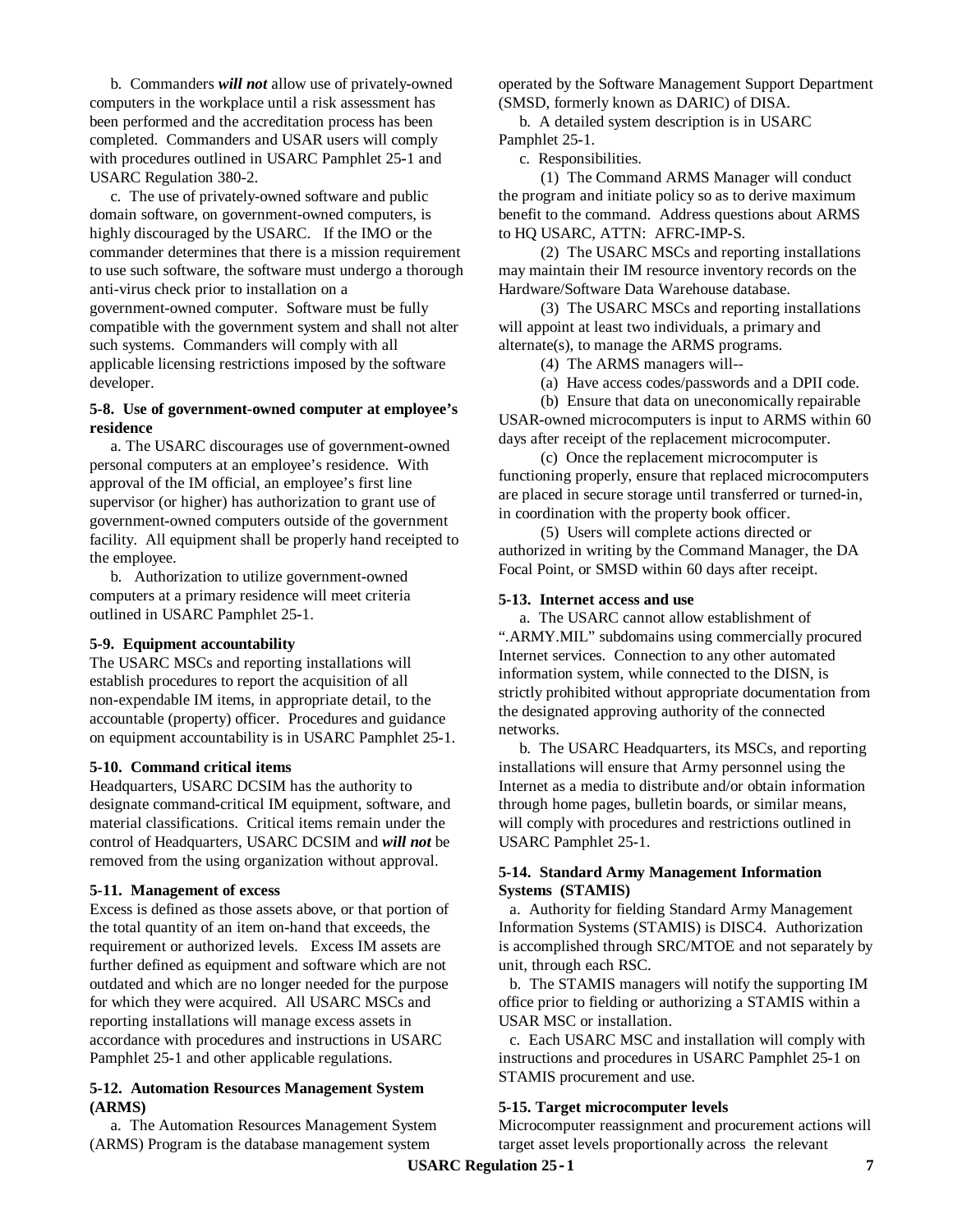b. Commanders ***will not*** allow use of privately-owned computers in the workplace until a risk assessment has been performed and the accreditation process has been completed. Commanders and USAR users will comply with procedures outlined in USARC Pamphlet 25-1 and USARC Regulation 380-2.

c. The use of privately-owned software and public domain software, on government-owned computers, is highly discouraged by the USARC. If the IMO or the commander determines that there is a mission requirement to use such software, the software must undergo a thorough anti-virus check prior to installation on a government-owned computer. Software must be fully compatible with the government system and shall not alter such systems. Commanders will comply with all applicable licensing restrictions imposed by the software developer.

**5-8. Use of government-owned computer at employee's residence**

a. The USARC discourages use of government-owned personal computers at an employee's residence. With approval of the IM official, an employee's first line supervisor (or higher) has authorization to grant use of government-owned computers outside of the government facility. All equipment shall be properly hand receipted to the employee.

b. Authorization to utilize government-owned computers at a primary residence will meet criteria outlined in USARC Pamphlet 25-1.

**5-9. Equipment accountability**

The USARC MSCs and reporting installations will establish procedures to report the acquisition of all non-expendable IM items, in appropriate detail, to the accountable (property) officer. Procedures and guidance on equipment accountability is in USARC Pamphlet 25-1.

**5-10. Command critical items**

Headquarters, USARC DCSIM has the authority to designate command-critical IM equipment, software, and material classifications. Critical items remain under the control of Headquarters, USARC DCSIM and ***will not*** be removed from the using organization without approval.

**5-11. Management of excess**

Excess is defined as those assets above, or that portion of the total quantity of an item on-hand that exceeds, the requirement or authorized levels. Excess IM assets are further defined as equipment and software which are not outdated and which are no longer needed for the purpose for which they were acquired. All USARC MSCs and reporting installations will manage excess assets in accordance with procedures and instructions in USARC Pamphlet 25-1 and other applicable regulations.

**5-12. Automation Resources Management System (ARMS)**

a. The Automation Resources Management System (ARMS) Program is the database management system operated by the Software Management Support Department (SMSD, formerly known as DARIC) of DISA.

b. A detailed system description is in USARC Pamphlet 25-1.

c. Responsibilities.

(1) The Command ARMS Manager will conduct the program and initiate policy so as to derive maximum benefit to the command. Address questions about ARMS to HQ USARC, ATTN: AFRC-IMP-S.

(2) The USARC MSCs and reporting installations may maintain their IM resource inventory records on the Hardware/Software Data Warehouse database.

(3) The USARC MSCs and reporting installations will appoint at least two individuals, a primary and alternate(s), to manage the ARMS programs.

(4) The ARMS managers will--

(a) Have access codes/passwords and a DPII code.

(b) Ensure that data on uneconomically repairable USAR-owned microcomputers is input to ARMS within 60 days after receipt of the replacement microcomputer.

(c) Once the replacement microcomputer is functioning properly, ensure that replaced microcomputers are placed in secure storage until transferred or turned-in, in coordination with the property book officer.

(5) Users will complete actions directed or authorized in writing by the Command Manager, the DA Focal Point, or SMSD within 60 days after receipt.

**5-13. Internet access and use**

a. The USARC cannot allow establishment of ".ARMY.MIL" subdomains using commercially procured Internet services. Connection to any other automated information system, while connected to the DISN, is strictly prohibited without appropriate documentation from the designated approving authority of the connected networks.

b. The USARC Headquarters, its MSCs, and reporting installations will ensure that Army personnel using the Internet as a media to distribute and/or obtain information through home pages, bulletin boards, or similar means, will comply with procedures and restrictions outlined in USARC Pamphlet 25-1.

**5-14. Standard Army Management Information Systems (STAMIS)**

a. Authority for fielding Standard Army Management Information Systems (STAMIS) is DISC4. Authorization is accomplished through SRC/MTOE and not separately by unit, through each RSC.

b. The STAMIS managers will notify the supporting IM office prior to fielding or authorizing a STAMIS within a USAR MSC or installation.

c. Each USARC MSC and installation will comply with instructions and procedures in USARC Pamphlet 25-1 on STAMIS procurement and use.

**5-15. Target microcomputer levels**

Microcomputer reassignment and procurement actions will target asset levels proportionally across the relevant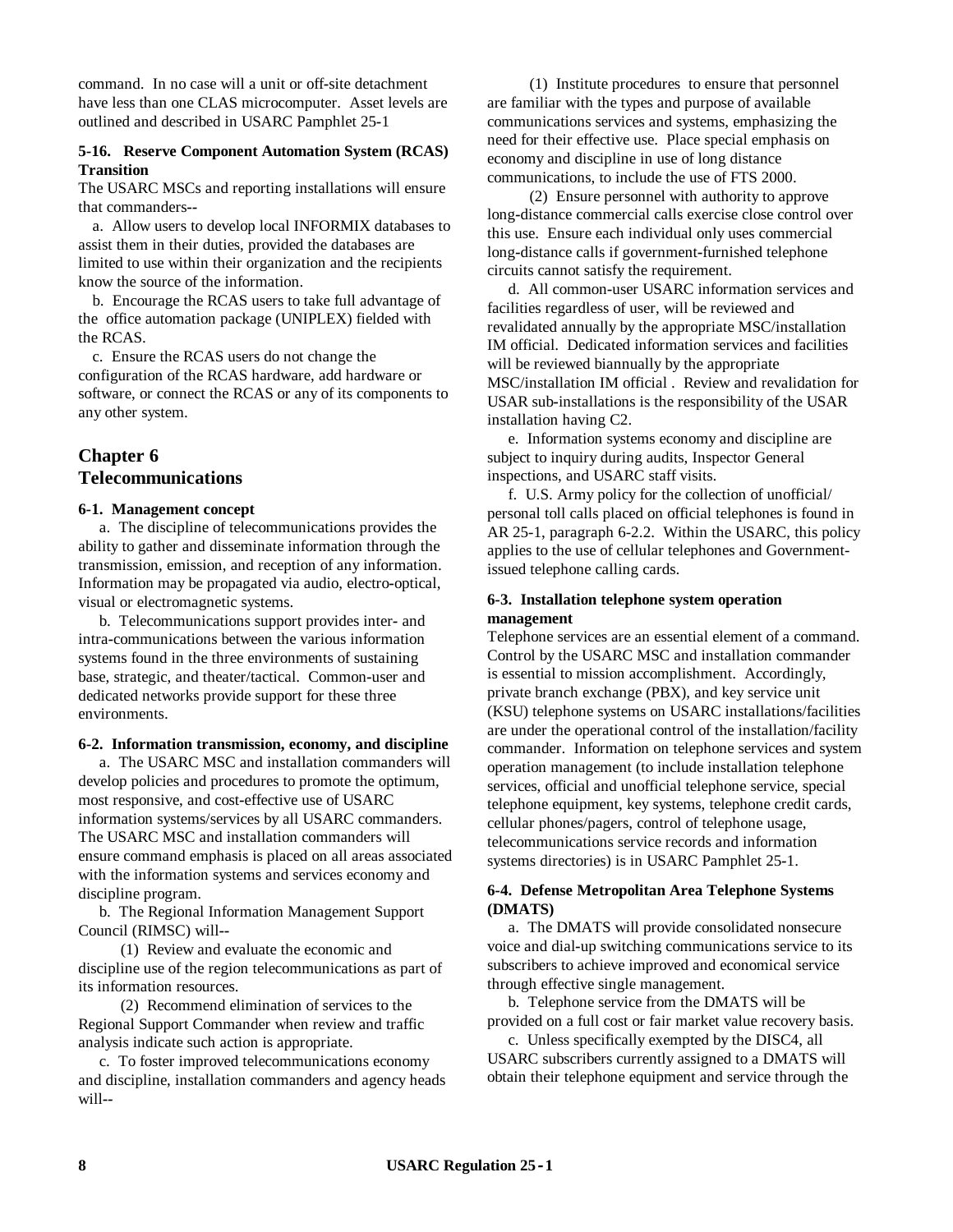command. In no case will a unit or off-site detachment have less than one CLAS microcomputer. Asset levels are outlined and described in USARC Pamphlet 25-1

**5-16. Reserve Component Automation System (RCAS) Transition**

The USARC MSCs and reporting installations will ensure that commanders--

a. Allow users to develop local INFORMIX databases to assist them in their duties, provided the databases are limited to use within their organization and the recipients know the source of the information.

b. Encourage the RCAS users to take full advantage of the office automation package (UNIPLEX) fielded with the RCAS.

c. Ensure the RCAS users do not change the configuration of the RCAS hardware, add hardware or software, or connect the RCAS or any of its components to any other system.

## Chapter 6
## Telecommunications

**6-1. Management concept**

a. The discipline of telecommunications provides the ability to gather and disseminate information through the transmission, emission, and reception of any information. Information may be propagated via audio, electro-optical, visual or electromagnetic systems.

b. Telecommunications support provides inter- and intra-communications between the various information systems found in the three environments of sustaining base, strategic, and theater/tactical. Common-user and dedicated networks provide support for these three environments.

**6-2. Information transmission, economy, and discipline**

a. The USARC MSC and installation commanders will develop policies and procedures to promote the optimum, most responsive, and cost-effective use of USARC information systems/services by all USARC commanders. The USARC MSC and installation commanders will ensure command emphasis is placed on all areas associated with the information systems and services economy and discipline program.

b. The Regional Information Management Support Council (RIMSC) will--

(1) Review and evaluate the economic and discipline use of the region telecommunications as part of its information resources.

(2) Recommend elimination of services to the Regional Support Commander when review and traffic analysis indicate such action is appropriate.

c. To foster improved telecommunications economy and discipline, installation commanders and agency heads will--

(1) Institute procedures to ensure that personnel are familiar with the types and purpose of available communications services and systems, emphasizing the need for their effective use. Place special emphasis on economy and discipline in use of long distance communications, to include the use of FTS 2000.

(2) Ensure personnel with authority to approve long-distance commercial calls exercise close control over this use. Ensure each individual only uses commercial long-distance calls if government-furnished telephone circuits cannot satisfy the requirement.

d. All common-user USARC information services and facilities regardless of user, will be reviewed and revalidated annually by the appropriate MSC/installation IM official. Dedicated information services and facilities will be reviewed biannually by the appropriate MSC/installation IM official . Review and revalidation for USAR sub-installations is the responsibility of the USAR installation having C2.

e. Information systems economy and discipline are subject to inquiry during audits, Inspector General inspections, and USARC staff visits.

f. U.S. Army policy for the collection of unofficial/ personal toll calls placed on official telephones is found in AR 25-1, paragraph 6-2.2. Within the USARC, this policy applies to the use of cellular telephones and Government-issued telephone calling cards.

**6-3. Installation telephone system operation management**

Telephone services are an essential element of a command. Control by the USARC MSC and installation commander is essential to mission accomplishment. Accordingly, private branch exchange (PBX), and key service unit (KSU) telephone systems on USARC installations/facilities are under the operational control of the installation/facility commander. Information on telephone services and system operation management (to include installation telephone services, official and unofficial telephone service, special telephone equipment, key systems, telephone credit cards, cellular phones/pagers, control of telephone usage, telecommunications service records and information systems directories) is in USARC Pamphlet 25-1.

**6-4. Defense Metropolitan Area Telephone Systems (DMATS)**

a. The DMATS will provide consolidated nonsecure voice and dial-up switching communications service to its subscribers to achieve improved and economical service through effective single management.

b. Telephone service from the DMATS will be provided on a full cost or fair market value recovery basis.

c. Unless specifically exempted by the DISC4, all USARC subscribers currently assigned to a DMATS will obtain their telephone equipment and service through the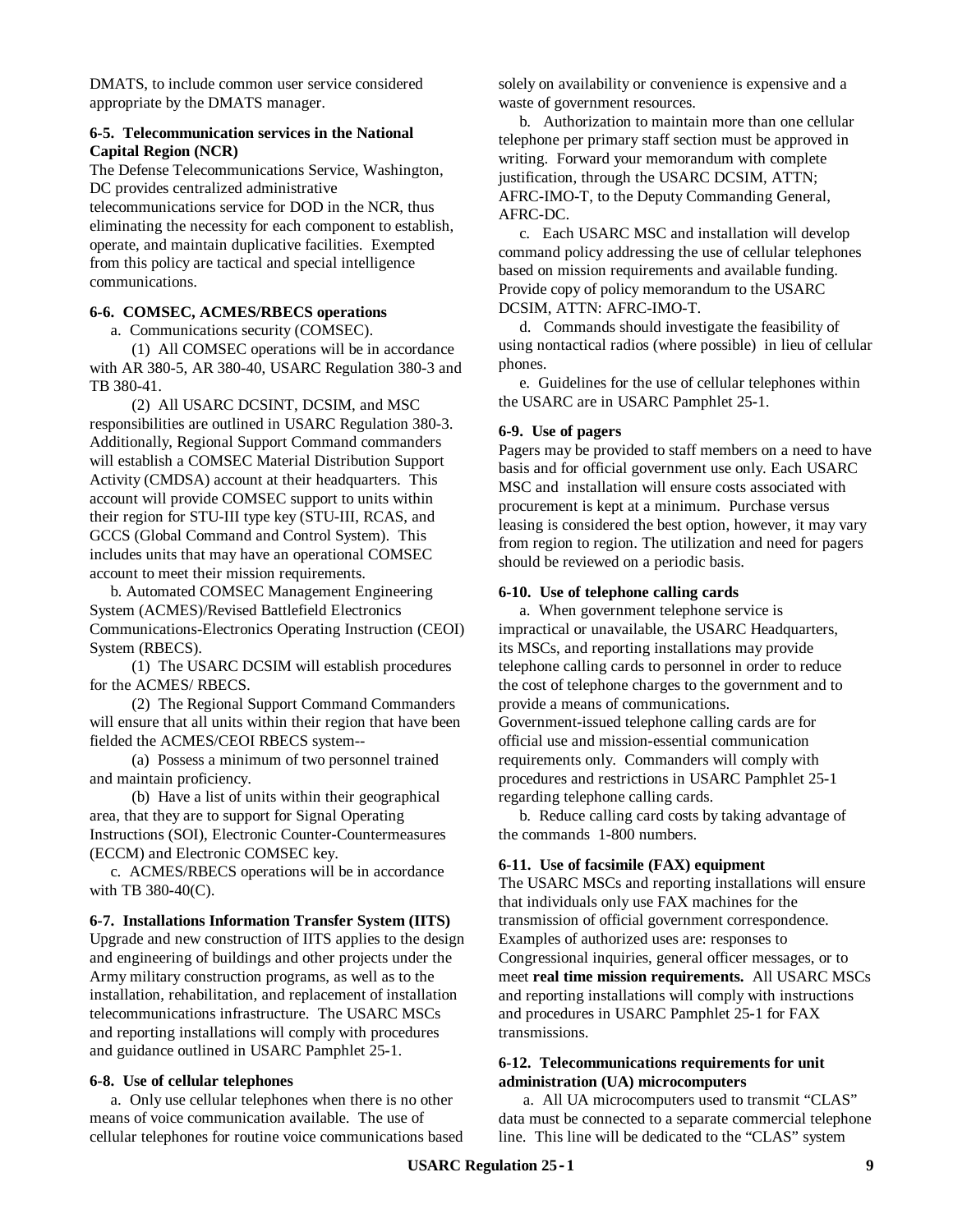DMATS, to include common user service considered appropriate by the DMATS manager.

**6-5. Telecommunication services in the National Capital Region (NCR)**

The Defense Telecommunications Service, Washington, DC provides centralized administrative telecommunications service for DOD in the NCR, thus eliminating the necessity for each component to establish, operate, and maintain duplicative facilities. Exempted from this policy are tactical and special intelligence communications.

**6-6. COMSEC, ACMES/RBECS operations**

a. Communications security (COMSEC).

(1) All COMSEC operations will be in accordance with AR 380-5, AR 380-40, USARC Regulation 380-3 and TB 380-41.

(2) All USARC DCSINT, DCSIM, and MSC responsibilities are outlined in USARC Regulation 380-3. Additionally, Regional Support Command commanders will establish a COMSEC Material Distribution Support Activity (CMDSA) account at their headquarters. This account will provide COMSEC support to units within their region for STU-III type key (STU-III, RCAS, and GCCS (Global Command and Control System). This includes units that may have an operational COMSEC account to meet their mission requirements.

b. Automated COMSEC Management Engineering System (ACMES)/Revised Battlefield Electronics Communications-Electronics Operating Instruction (CEOI) System (RBECS).

(1) The USARC DCSIM will establish procedures for the ACMES/ RBECS.

(2) The Regional Support Command Commanders will ensure that all units within their region that have been fielded the ACMES/CEOI RBECS system--

(a) Possess a minimum of two personnel trained and maintain proficiency.

(b) Have a list of units within their geographical area, that they are to support for Signal Operating Instructions (SOI), Electronic Counter-Countermeasures (ECCM) and Electronic COMSEC key.

c. ACMES/RBECS operations will be in accordance with TB 380-40(C).

**6-7. Installations Information Transfer System (IITS)**

Upgrade and new construction of IITS applies to the design and engineering of buildings and other projects under the Army military construction programs, as well as to the installation, rehabilitation, and replacement of installation telecommunications infrastructure. The USARC MSCs and reporting installations will comply with procedures and guidance outlined in USARC Pamphlet 25-1.

**6-8. Use of cellular telephones**

a. Only use cellular telephones when there is no other means of voice communication available. The use of cellular telephones for routine voice communications based solely on availability or convenience is expensive and a waste of government resources.

b. Authorization to maintain more than one cellular telephone per primary staff section must be approved in writing. Forward your memorandum with complete justification, through the USARC DCSIM, ATTN; AFRC-IMO-T, to the Deputy Commanding General, AFRC-DC.

c. Each USARC MSC and installation will develop command policy addressing the use of cellular telephones based on mission requirements and available funding. Provide copy of policy memorandum to the USARC DCSIM, ATTN: AFRC-IMO-T.

d. Commands should investigate the feasibility of using nontactical radios (where possible) in lieu of cellular phones.

e. Guidelines for the use of cellular telephones within the USARC are in USARC Pamphlet 25-1.

**6-9. Use of pagers**

Pagers may be provided to staff members on a need to have basis and for official government use only. Each USARC MSC and installation will ensure costs associated with procurement is kept at a minimum. Purchase versus leasing is considered the best option, however, it may vary from region to region. The utilization and need for pagers should be reviewed on a periodic basis.

**6-10. Use of telephone calling cards**

a. When government telephone service is impractical or unavailable, the USARC Headquarters, its MSCs, and reporting installations may provide telephone calling cards to personnel in order to reduce the cost of telephone charges to the government and to provide a means of communications. Government-issued telephone calling cards are for official use and mission-essential communication requirements only. Commanders will comply with procedures and restrictions in USARC Pamphlet 25-1 regarding telephone calling cards.

b. Reduce calling card costs by taking advantage of the commands 1-800 numbers.

**6-11. Use of facsimile (FAX) equipment**

The USARC MSCs and reporting installations will ensure that individuals only use FAX machines for the transmission of official government correspondence. Examples of authorized uses are: responses to Congressional inquiries, general officer messages, or to meet **real time mission requirements.** All USARC MSCs and reporting installations will comply with instructions and procedures in USARC Pamphlet 25-1 for FAX transmissions.

**6-12. Telecommunications requirements for unit administration (UA) microcomputers**

a. All UA microcomputers used to transmit "CLAS" data must be connected to a separate commercial telephone line. This line will be dedicated to the "CLAS" system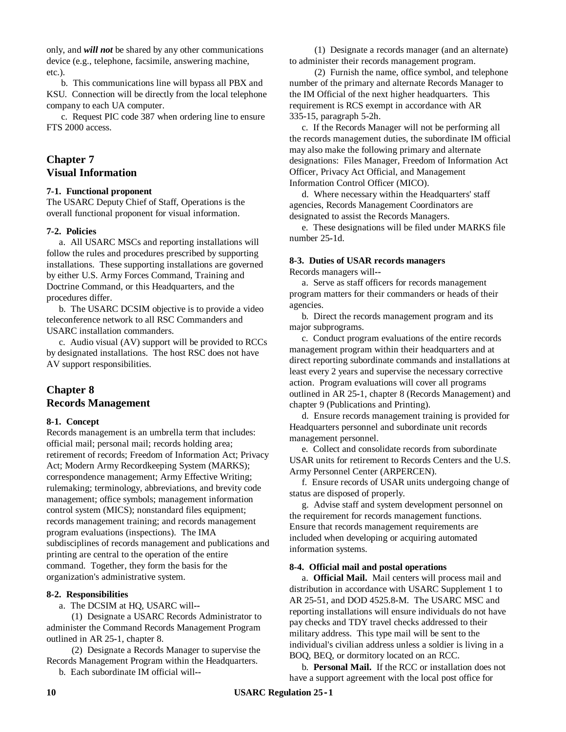only, and ***will not*** be shared by any other communications device (e.g., telephone, facsimile, answering machine, etc.).

b. This communications line will bypass all PBX and KSU. Connection will be directly from the local telephone company to each UA computer.

c. Request PIC code 387 when ordering line to ensure FTS 2000 access.

## Chapter 7
## Visual Information

### 7-1. Functional proponent

The USARC Deputy Chief of Staff, Operations is the overall functional proponent for visual information.

### 7-2. Policies

a. All USARC MSCs and reporting installations will follow the rules and procedures prescribed by supporting installations. These supporting installations are governed by either U.S. Army Forces Command, Training and Doctrine Command, or this Headquarters, and the procedures differ.

b. The USARC DCSIM objective is to provide a video teleconference network to all RSC Commanders and USARC installation commanders.

c. Audio visual (AV) support will be provided to RCCs by designated installations. The host RSC does not have AV support responsibilities.

## Chapter 8
## Records Management

### 8-1. Concept

Records management is an umbrella term that includes: official mail; personal mail; records holding area; retirement of records; Freedom of Information Act; Privacy Act; Modern Army Recordkeeping System (MARKS); correspondence management; Army Effective Writing; rulemaking; terminology, abbreviations, and brevity code management; office symbols; management information control system (MICS); nonstandard files equipment; records management training; and records management program evaluations (inspections). The IMA subdisciplines of records management and publications and printing are central to the operation of the entire command. Together, they form the basis for the organization's administrative system.

### 8-2. Responsibilities

a. The DCSIM at HQ, USARC will--

(1) Designate a USARC Records Administrator to administer the Command Records Management Program outlined in AR 25-1, chapter 8.

(2) Designate a Records Manager to supervise the Records Management Program within the Headquarters.

b. Each subordinate IM official will--

(1) Designate a records manager (and an alternate) to administer their records management program.

(2) Furnish the name, office symbol, and telephone number of the primary and alternate Records Manager to the IM Official of the next higher headquarters. This requirement is RCS exempt in accordance with AR 335-15, paragraph 5-2h.

c. If the Records Manager will not be performing all the records management duties, the subordinate IM official may also make the following primary and alternate designations: Files Manager, Freedom of Information Act Officer, Privacy Act Official, and Management Information Control Officer (MICO).

d. Where necessary within the Headquarters' staff agencies, Records Management Coordinators are designated to assist the Records Managers.

e. These designations will be filed under MARKS file number 25-1d.

### 8-3. Duties of USAR records managers

Records managers will--

a. Serve as staff officers for records management program matters for their commanders or heads of their agencies.

b. Direct the records management program and its major subprograms.

c. Conduct program evaluations of the entire records management program within their headquarters and at direct reporting subordinate commands and installations at least every 2 years and supervise the necessary corrective action. Program evaluations will cover all programs outlined in AR 25-1, chapter 8 (Records Management) and chapter 9 (Publications and Printing).

d. Ensure records management training is provided for Headquarters personnel and subordinate unit records management personnel.

e. Collect and consolidate records from subordinate USAR units for retirement to Records Centers and the U.S. Army Personnel Center (ARPERCEN).

f. Ensure records of USAR units undergoing change of status are disposed of properly.

g. Advise staff and system development personnel on the requirement for records management functions. Ensure that records management requirements are included when developing or acquiring automated information systems.

### 8-4. Official mail and postal operations

a. **Official Mail.** Mail centers will process mail and distribution in accordance with USARC Supplement 1 to AR 25-51, and DOD 4525.8-M. The USARC MSC and reporting installations will ensure individuals do not have pay checks and TDY travel checks addressed to their military address. This type mail will be sent to the individual's civilian address unless a soldier is living in a BOQ, BEQ, or dormitory located on an RCC.

b. **Personal Mail.** If the RCC or installation does not have a support agreement with the local post office for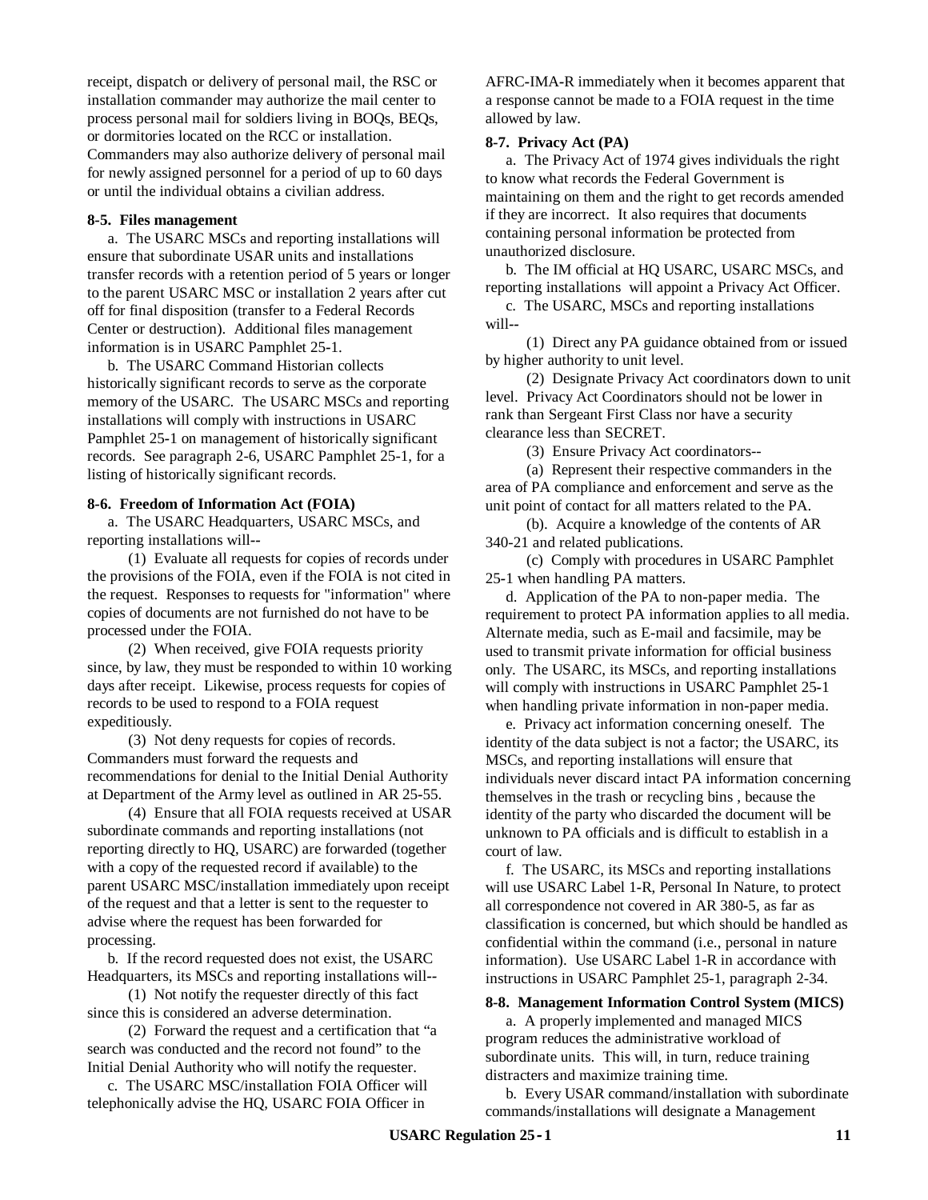receipt, dispatch or delivery of personal mail, the RSC or installation commander may authorize the mail center to process personal mail for soldiers living in BOQs, BEQs, or dormitories located on the RCC or installation. Commanders may also authorize delivery of personal mail for newly assigned personnel for a period of up to 60 days or until the individual obtains a civilian address.

**8-5. Files management**

a. The USARC MSCs and reporting installations will ensure that subordinate USAR units and installations transfer records with a retention period of 5 years or longer to the parent USARC MSC or installation 2 years after cut off for final disposition (transfer to a Federal Records Center or destruction). Additional files management information is in USARC Pamphlet 25-1.

b. The USARC Command Historian collects historically significant records to serve as the corporate memory of the USARC. The USARC MSCs and reporting installations will comply with instructions in USARC Pamphlet 25-1 on management of historically significant records. See paragraph 2-6, USARC Pamphlet 25-1, for a listing of historically significant records.

**8-6. Freedom of Information Act (FOIA)**

a. The USARC Headquarters, USARC MSCs, and reporting installations will--

(1) Evaluate all requests for copies of records under the provisions of the FOIA, even if the FOIA is not cited in the request. Responses to requests for "information" where copies of documents are not furnished do not have to be processed under the FOIA.

(2) When received, give FOIA requests priority since, by law, they must be responded to within 10 working days after receipt. Likewise, process requests for copies of records to be used to respond to a FOIA request expeditiously.

(3) Not deny requests for copies of records. Commanders must forward the requests and recommendations for denial to the Initial Denial Authority at Department of the Army level as outlined in AR 25-55.

(4) Ensure that all FOIA requests received at USAR subordinate commands and reporting installations (not reporting directly to HQ, USARC) are forwarded (together with a copy of the requested record if available) to the parent USARC MSC/installation immediately upon receipt of the request and that a letter is sent to the requester to advise where the request has been forwarded for processing.

b. If the record requested does not exist, the USARC Headquarters, its MSCs and reporting installations will--

(1) Not notify the requester directly of this fact since this is considered an adverse determination.

(2) Forward the request and a certification that “a search was conducted and the record not found” to the Initial Denial Authority who will notify the requester.

c. The USARC MSC/installation FOIA Officer will telephonically advise the HQ, USARC FOIA Officer in AFRC-IMA-R immediately when it becomes apparent that a response cannot be made to a FOIA request in the time allowed by law.

**8-7. Privacy Act (PA)**

a. The Privacy Act of 1974 gives individuals the right to know what records the Federal Government is maintaining on them and the right to get records amended if they are incorrect. It also requires that documents containing personal information be protected from unauthorized disclosure.

b. The IM official at HQ USARC, USARC MSCs, and reporting installations will appoint a Privacy Act Officer.

c. The USARC, MSCs and reporting installations will--

(1) Direct any PA guidance obtained from or issued by higher authority to unit level.

(2) Designate Privacy Act coordinators down to unit level. Privacy Act Coordinators should not be lower in rank than Sergeant First Class nor have a security clearance less than SECRET.

(3) Ensure Privacy Act coordinators--

(a) Represent their respective commanders in the area of PA compliance and enforcement and serve as the unit point of contact for all matters related to the PA.

(b). Acquire a knowledge of the contents of AR 340-21 and related publications.

(c) Comply with procedures in USARC Pamphlet 25-1 when handling PA matters.

d. Application of the PA to non-paper media. The requirement to protect PA information applies to all media. Alternate media, such as E-mail and facsimile, may be used to transmit private information for official business only. The USARC, its MSCs, and reporting installations will comply with instructions in USARC Pamphlet 25-1 when handling private information in non-paper media.

e. Privacy act information concerning oneself. The identity of the data subject is not a factor; the USARC, its MSCs, and reporting installations will ensure that individuals never discard intact PA information concerning themselves in the trash or recycling bins , because the identity of the party who discarded the document will be unknown to PA officials and is difficult to establish in a court of law.

f. The USARC, its MSCs and reporting installations will use USARC Label 1-R, Personal In Nature, to protect all correspondence not covered in AR 380-5, as far as classification is concerned, but which should be handled as confidential within the command (i.e., personal in nature information). Use USARC Label 1-R in accordance with instructions in USARC Pamphlet 25-1, paragraph 2-34.

**8-8. Management Information Control System (MICS)**

a. A properly implemented and managed MICS program reduces the administrative workload of subordinate units. This will, in turn, reduce training distracters and maximize training time.

b. Every USAR command/installation with subordinate commands/installations will designate a Management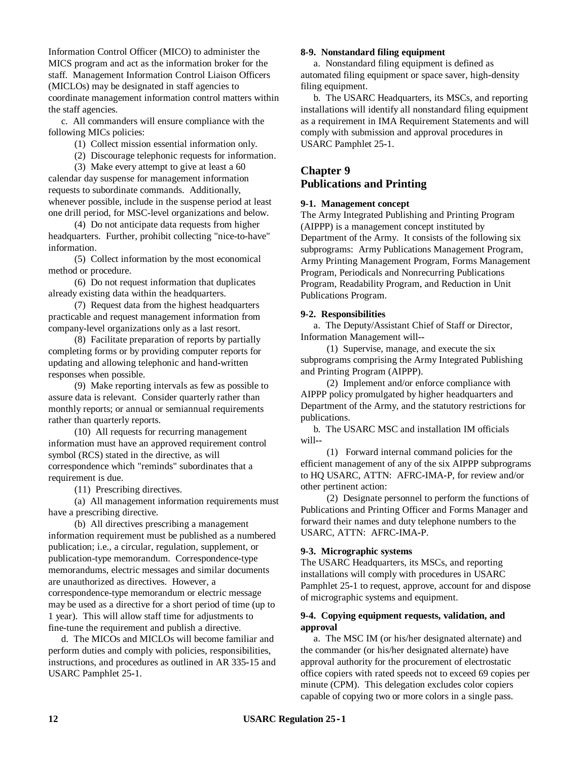Information Control Officer (MICO) to administer the MICS program and act as the information broker for the staff. Management Information Control Liaison Officers (MICLOs) may be designated in staff agencies to coordinate management information control matters within the staff agencies.

c. All commanders will ensure compliance with the following MICs policies:

(1) Collect mission essential information only.

(2) Discourage telephonic requests for information.

(3) Make every attempt to give at least a 60 calendar day suspense for management information requests to subordinate commands. Additionally, whenever possible, include in the suspense period at least one drill period, for MSC-level organizations and below.

(4) Do not anticipate data requests from higher headquarters. Further, prohibit collecting "nice-to-have" information.

(5) Collect information by the most economical method or procedure.

(6) Do not request information that duplicates already existing data within the headquarters.

(7) Request data from the highest headquarters practicable and request management information from company-level organizations only as a last resort.

(8) Facilitate preparation of reports by partially completing forms or by providing computer reports for updating and allowing telephonic and hand-written responses when possible.

(9) Make reporting intervals as few as possible to assure data is relevant. Consider quarterly rather than monthly reports; or annual or semiannual requirements rather than quarterly reports.

(10) All requests for recurring management information must have an approved requirement control symbol (RCS) stated in the directive, as will correspondence which "reminds" subordinates that a requirement is due.

(11) Prescribing directives.

(a) All management information requirements must have a prescribing directive.

(b) All directives prescribing a management information requirement must be published as a numbered publication; i.e., a circular, regulation, supplement, or publication-type memorandum. Correspondence-type memorandums, electric messages and similar documents are unauthorized as directives. However, a correspondence-type memorandum or electric message may be used as a directive for a short period of time (up to 1 year). This will allow staff time for adjustments to fine-tune the requirement and publish a directive.

d. The MICOs and MICLOs will become familiar and perform duties and comply with policies, responsibilities, instructions, and procedures as outlined in AR 335-15 and USARC Pamphlet 25-1.

**8-9. Nonstandard filing equipment**

a. Nonstandard filing equipment is defined as automated filing equipment or space saver, high-density filing equipment.

b. The USARC Headquarters, its MSCs, and reporting installations will identify all nonstandard filing equipment as a requirement in IMA Requirement Statements and will comply with submission and approval procedures in USARC Pamphlet 25-1.

## Chapter 9
## Publications and Printing

**9-1. Management concept**

The Army Integrated Publishing and Printing Program (AIPPP) is a management concept instituted by Department of the Army. It consists of the following six subprograms: Army Publications Management Program, Army Printing Management Program, Forms Management Program, Periodicals and Nonrecurring Publications Program, Readability Program, and Reduction in Unit Publications Program.

**9-2. Responsibilities**

a. The Deputy/Assistant Chief of Staff or Director, Information Management will--

(1) Supervise, manage, and execute the six subprograms comprising the Army Integrated Publishing and Printing Program (AIPPP).

(2) Implement and/or enforce compliance with AIPPP policy promulgated by higher headquarters and Department of the Army, and the statutory restrictions for publications.

b. The USARC MSC and installation IM officials will--

(1) Forward internal command policies for the efficient management of any of the six AIPPP subprograms to HQ USARC, ATTN: AFRC-IMA-P, for review and/or other pertinent action:

(2) Designate personnel to perform the functions of Publications and Printing Officer and Forms Manager and forward their names and duty telephone numbers to the USARC, ATTN: AFRC-IMA-P.

**9-3. Micrographic systems**

The USARC Headquarters, its MSCs, and reporting installations will comply with procedures in USARC Pamphlet 25-1 to request, approve, account for and dispose of micrographic systems and equipment.

**9-4. Copying equipment requests, validation, and approval**

a. The MSC IM (or his/her designated alternate) and the commander (or his/her designated alternate) have approval authority for the procurement of electrostatic office copiers with rated speeds not to exceed 69 copies per minute (CPM). This delegation excludes color copiers capable of copying two or more colors in a single pass.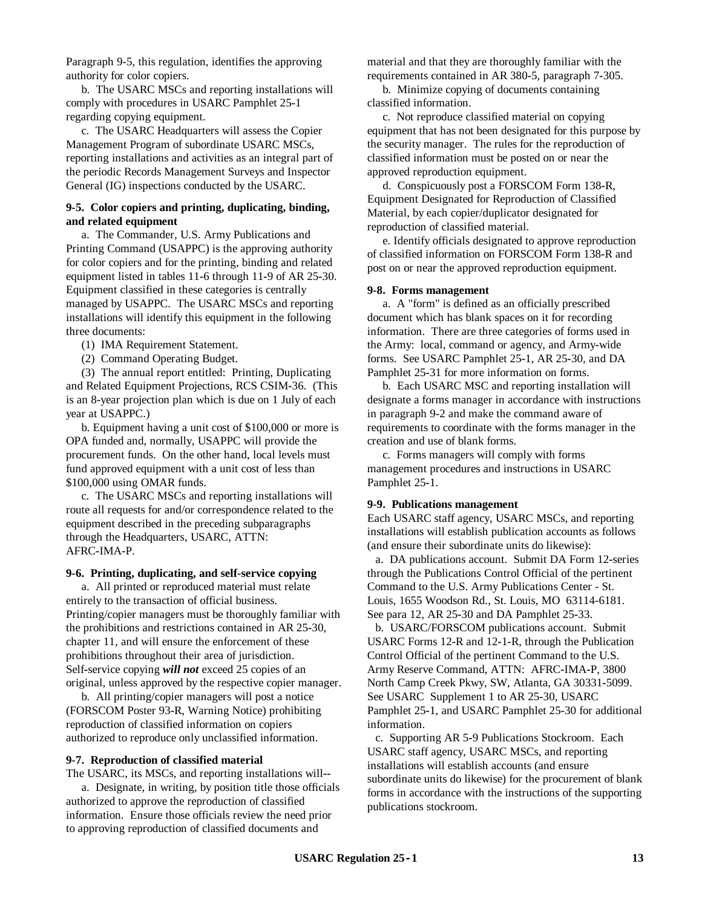Paragraph 9-5, this regulation, identifies the approving authority for color copiers.

b. The USARC MSCs and reporting installations will comply with procedures in USARC Pamphlet 25-1 regarding copying equipment.

c. The USARC Headquarters will assess the Copier Management Program of subordinate USARC MSCs, reporting installations and activities as an integral part of the periodic Records Management Surveys and Inspector General (IG) inspections conducted by the USARC.

**9-5. Color copiers and printing, duplicating, binding, and related equipment**

a. The Commander, U.S. Army Publications and Printing Command (USAPPC) is the approving authority for color copiers and for the printing, binding and related equipment listed in tables 11-6 through 11-9 of AR 25-30. Equipment classified in these categories is centrally managed by USAPPC. The USARC MSCs and reporting installations will identify this equipment in the following three documents:

(1) IMA Requirement Statement.

(2) Command Operating Budget.

(3) The annual report entitled: Printing, Duplicating and Related Equipment Projections, RCS CSIM-36. (This is an 8-year projection plan which is due on 1 July of each year at USAPPC.)

b. Equipment having a unit cost of $100,000 or more is OPA funded and, normally, USAPPC will provide the procurement funds. On the other hand, local levels must fund approved equipment with a unit cost of less than $100,000 using OMAR funds.

c. The USARC MSCs and reporting installations will route all requests for and/or correspondence related to the equipment described in the preceding subparagraphs through the Headquarters, USARC, ATTN: AFRC-IMA-P.

**9-6. Printing, duplicating, and self-service copying**

a. All printed or reproduced material must relate entirely to the transaction of official business. Printing/copier managers must be thoroughly familiar with the prohibitions and restrictions contained in AR 25-30, chapter 11, and will ensure the enforcement of these prohibitions throughout their area of jurisdiction. Self-service copying ***will not*** exceed 25 copies of an original, unless approved by the respective copier manager.

b. All printing/copier managers will post a notice (FORSCOM Poster 93-R, Warning Notice) prohibiting reproduction of classified information on copiers authorized to reproduce only unclassified information.

**9-7. Reproduction of classified material**

The USARC, its MSCs, and reporting installations will--

a. Designate, in writing, by position title those officials authorized to approve the reproduction of classified information. Ensure those officials review the need prior to approving reproduction of classified documents and material and that they are thoroughly familiar with the requirements contained in AR 380-5, paragraph 7-305.

b. Minimize copying of documents containing classified information.

c. Not reproduce classified material on copying equipment that has not been designated for this purpose by the security manager. The rules for the reproduction of classified information must be posted on or near the approved reproduction equipment.

d. Conspicuously post a FORSCOM Form 138-R, Equipment Designated for Reproduction of Classified Material, by each copier/duplicator designated for reproduction of classified material.

e. Identify officials designated to approve reproduction of classified information on FORSCOM Form 138-R and post on or near the approved reproduction equipment.

**9-8. Forms management**

a. A "form" is defined as an officially prescribed document which has blank spaces on it for recording information. There are three categories of forms used in the Army: local, command or agency, and Army-wide forms. See USARC Pamphlet 25-1, AR 25-30, and DA Pamphlet 25-31 for more information on forms.

b. Each USARC MSC and reporting installation will designate a forms manager in accordance with instructions in paragraph 9-2 and make the command aware of requirements to coordinate with the forms manager in the creation and use of blank forms.

c. Forms managers will comply with forms management procedures and instructions in USARC Pamphlet 25-1.

**9-9. Publications management**

Each USARC staff agency, USARC MSCs, and reporting installations will establish publication accounts as follows (and ensure their subordinate units do likewise):

a. DA publications account. Submit DA Form 12-series through the Publications Control Official of the pertinent Command to the U.S. Army Publications Center - St. Louis, 1655 Woodson Rd., St. Louis, MO 63114-6181. See para 12, AR 25-30 and DA Pamphlet 25-33.

b. USARC/FORSCOM publications account. Submit USARC Forms 12-R and 12-1-R, through the Publication Control Official of the pertinent Command to the U.S. Army Reserve Command, ATTN: AFRC-IMA-P, 3800 North Camp Creek Pkwy, SW, Atlanta, GA 30331-5099. See USARC Supplement 1 to AR 25-30, USARC Pamphlet 25-1, and USARC Pamphlet 25-30 for additional information.

c. Supporting AR 5-9 Publications Stockroom. Each USARC staff agency, USARC MSCs, and reporting installations will establish accounts (and ensure subordinate units do likewise) for the procurement of blank forms in accordance with the instructions of the supporting publications stockroom.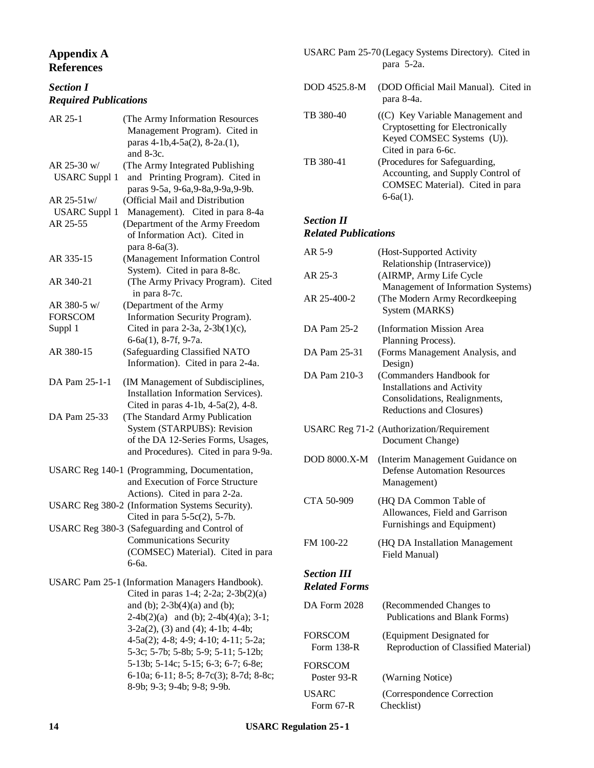# Appendix A
# References

## *Section I*
## *Required Publications*

AR 25-1 (The Army Information Resources Management Program). Cited in paras 4-1b,4-5a(2), 8-2a.(1), and 8-3c.

AR 25-30 w/ USARC Suppl 1 (The Army Integrated Publishing and Printing Program). Cited in paras 9-5a, 9-6a,9-8a,9-9a,9-9b.

AR 25-51w/ USARC Suppl 1 (Official Mail and Distribution Management). Cited in para 8-4a

AR 25-55 (Department of the Army Freedom of Information Act). Cited in para 8-6a(3).

AR 335-15 (Management Information Control System). Cited in para 8-8c.

AR 340-21 (The Army Privacy Program). Cited in para 8-7c.

AR 380-5 w/ FORSCOM Suppl 1 (Department of the Army Information Security Program). Cited in para 2-3a, 2-3b(1)(c), 6-6a(1), 8-7f, 9-7a.

AR 380-15 (Safeguarding Classified NATO Information). Cited in para 2-4a.

DA Pam 25-1-1 (IM Management of Subdisciplines, Installation Information Services). Cited in paras 4-1b, 4-5a(2), 4-8.

DA Pam 25-33 (The Standard Army Publication System (STARPUBS): Revision of the DA 12-Series Forms, Usages, and Procedures). Cited in para 9-9a.

USARC Reg 140-1 (Programming, Documentation, and Execution of Force Structure Actions). Cited in para 2-2a.

USARC Reg 380-2 (Information Systems Security). Cited in para 5-5c(2), 5-7b.

USARC Reg 380-3 (Safeguarding and Control of Communications Security (COMSEC) Material). Cited in para 6-6a.

USARC Pam 25-1 (Information Managers Handbook). Cited in paras 1-4; 2-2a; 2-3b(2)(a) and (b); 2-3b(4)(a) and (b); 2-4b(2)(a) and (b); 2-4b(4)(a); 3-1; 3-2a(2), (3) and (4); 4-1b; 4-4b; 4-5a(2); 4-8; 4-9; 4-10; 4-11; 5-2a; 5-3c; 5-7b; 5-8b; 5-9; 5-11; 5-12b; 5-13b; 5-14c; 5-15; 6-3; 6-7; 6-8e; 6-10a; 6-11; 8-5; 8-7c(3); 8-7d; 8-8c; 8-9b; 9-3; 9-4b; 9-8; 9-9b.

USARC Pam 25-70 (Legacy Systems Directory). Cited in para 5-2a.

DOD 4525.8-M (DOD Official Mail Manual). Cited in para 8-4a.

TB 380-40 ((C) Key Variable Management and Cryptosetting for Electronically Keyed COMSEC Systems (U)). Cited in para 6-6c.

TB 380-41 (Procedures for Safeguarding, Accounting, and Supply Control of COMSEC Material). Cited in para 6-6a(1).

## *Section II*
## *Related Publications*

AR 5-9 (Host-Supported Activity Relationship (Intraservice))

AR 25-3 (AIRMP, Army Life Cycle Management of Information Systems)

AR 25-400-2 (The Modern Army Recordkeeping System (MARKS)

DA Pam 25-2 (Information Mission Area Planning Process).

DA Pam 25-31 (Forms Management Analysis, and Design)

DA Pam 210-3 (Commanders Handbook for Installations and Activity Consolidations, Realignments, Reductions and Closures)

USARC Reg 71-2 (Authorization/Requirement Document Change)

DOD 8000.X-M (Interim Management Guidance on Defense Automation Resources Management)

CTA 50-909 (HQ DA Common Table of Allowances, Field and Garrison Furnishings and Equipment)

FM 100-22 (HQ DA Installation Management Field Manual)

## *Section III*
## *Related Forms*

DA Form 2028 (Recommended Changes to Publications and Blank Forms)

FORSCOM Form 138-R (Equipment Designated for Reproduction of Classified Material)

FORSCOM Poster 93-R (Warning Notice)

USARC Form 67-R (Correspondence Correction Checklist)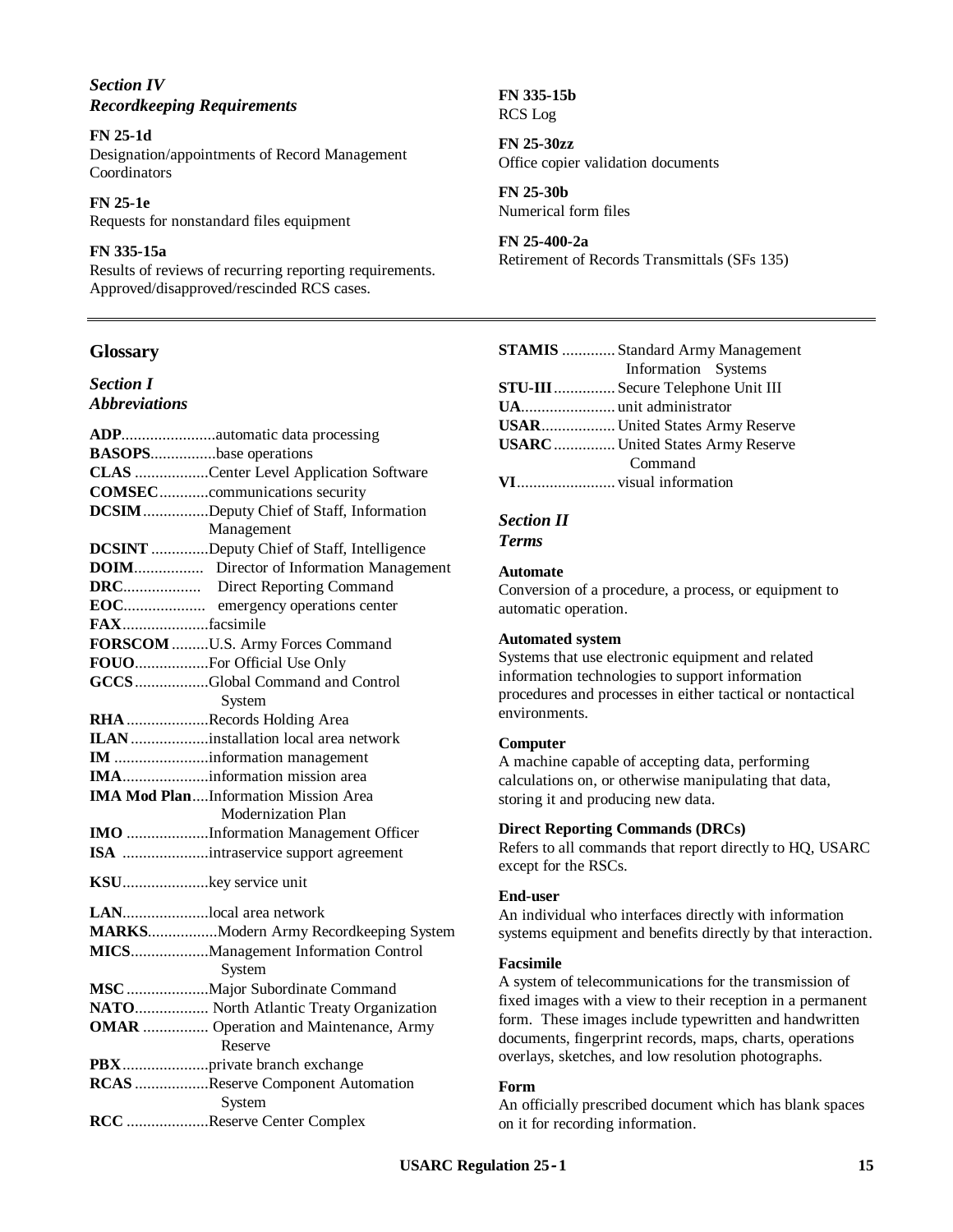### *Section IV*
### *Recordkeeping Requirements*

**FN 25-1d**
Designation/appointments of Record Management Coordinators

**FN 25-1e**
Requests for nonstandard files equipment

**FN 335-15a**
Results of reviews of recurring reporting requirements. Approved/disapproved/rescinded RCS cases.

**FN 335-15b**
RCS Log

**FN 25-30zz**
Office copier validation documents

**FN 25-30b**
Numerical form files

**FN 25-400-2a**
Retirement of Records Transmittals (SFs 135)

---

## Glossary

### *Section I*
### *Abbreviations*

**ADP**.......................automatic data processing
**BASOPS**................base operations
**CLAS** ..................Center Level Application Software
**COMSEC**............communications security
**DCSIM**................Deputy Chief of Staff, Information Management
**DCSINT** ..............Deputy Chief of Staff, Intelligence
**DOIM**................. Director of Information Management
**DRC**................... Direct Reporting Command
**EOC**.................... emergency operations center
**FAX**.....................facsimile
**FORSCOM** .........U.S. Army Forces Command
**FOUO**..................For Official Use Only
**GCCS**..................Global Command and Control System
**RHA** ....................Records Holding Area
**ILAN**...................installation local area network
**IM** .......................information management
**IMA**.....................information mission area
**IMA Mod Plan**....Information Mission Area Modernization Plan
**IMO** ....................Information Management Officer
**ISA** .....................intraservice support agreement
**KSU**.....................key service unit
**LAN**.....................local area network
**MARKS**.................Modern Army Recordkeeping System
**MICS**...................Management Information Control System
**MSC** ....................Major Subordinate Command
**NATO**.................. North Atlantic Treaty Organization
**OMAR** ................ Operation and Maintenance, Army Reserve
**PBX**.....................private branch exchange
**RCAS** ..................Reserve Component Automation System
**RCC** ....................Reserve Center Complex
**STAMIS** ............. Standard Army Management Information Systems
**STU-III** ............... Secure Telephone Unit III
**UA**....................... unit administrator
**USAR**.................. United States Army Reserve
**USARC** ............... United States Army Reserve Command
**VI**........................ visual information

### *Section II*
### *Terms*

**Automate**
Conversion of a procedure, a process, or equipment to automatic operation.

**Automated system**
Systems that use electronic equipment and related information technologies to support information procedures and processes in either tactical or nontactical environments.

**Computer**
A machine capable of accepting data, performing calculations on, or otherwise manipulating that data, storing it and producing new data.

**Direct Reporting Commands (DRCs)**
Refers to all commands that report directly to HQ, USARC except for the RSCs.

**End-user**
An individual who interfaces directly with information systems equipment and benefits directly by that interaction.

**Facsimile**
A system of telecommunications for the transmission of fixed images with a view to their reception in a permanent form. These images include typewritten and handwritten documents, fingerprint records, maps, charts, operations overlays, sketches, and low resolution photographs.

**Form**
An officially prescribed document which has blank spaces on it for recording information.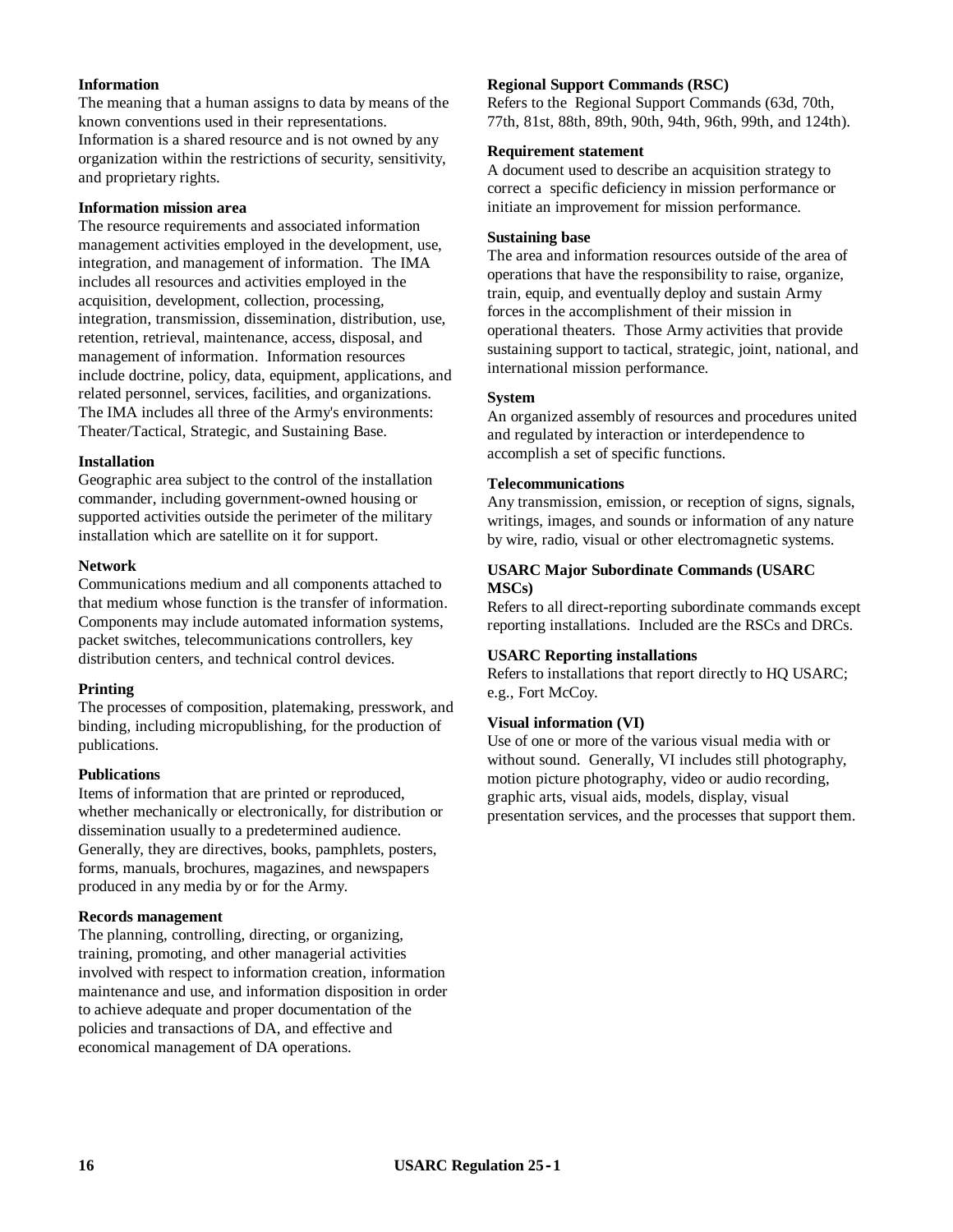**Information**
The meaning that a human assigns to data by means of the known conventions used in their representations. Information is a shared resource and is not owned by any organization within the restrictions of security, sensitivity, and proprietary rights.

**Information mission area**
The resource requirements and associated information management activities employed in the development, use, integration, and management of information. The IMA includes all resources and activities employed in the acquisition, development, collection, processing, integration, transmission, dissemination, distribution, use, retention, retrieval, maintenance, access, disposal, and management of information. Information resources include doctrine, policy, data, equipment, applications, and related personnel, services, facilities, and organizations. The IMA includes all three of the Army's environments: Theater/Tactical, Strategic, and Sustaining Base.

**Installation**
Geographic area subject to the control of the installation commander, including government-owned housing or supported activities outside the perimeter of the military installation which are satellite on it for support.

**Network**
Communications medium and all components attached to that medium whose function is the transfer of information. Components may include automated information systems, packet switches, telecommunications controllers, key distribution centers, and technical control devices.

**Printing**
The processes of composition, platemaking, presswork, and binding, including micropublishing, for the production of publications.

**Publications**
Items of information that are printed or reproduced, whether mechanically or electronically, for distribution or dissemination usually to a predetermined audience. Generally, they are directives, books, pamphlets, posters, forms, manuals, brochures, magazines, and newspapers produced in any media by or for the Army.

**Records management**
The planning, controlling, directing, or organizing, training, promoting, and other managerial activities involved with respect to information creation, information maintenance and use, and information disposition in order to achieve adequate and proper documentation of the policies and transactions of DA, and effective and economical management of DA operations.

**Regional Support Commands (RSC)**
Refers to the Regional Support Commands (63d, 70th, 77th, 81st, 88th, 89th, 90th, 94th, 96th, 99th, and 124th).

**Requirement statement**
A document used to describe an acquisition strategy to correct a specific deficiency in mission performance or initiate an improvement for mission performance.

**Sustaining base**
The area and information resources outside of the area of operations that have the responsibility to raise, organize, train, equip, and eventually deploy and sustain Army forces in the accomplishment of their mission in operational theaters. Those Army activities that provide sustaining support to tactical, strategic, joint, national, and international mission performance.

**System**
An organized assembly of resources and procedures united and regulated by interaction or interdependence to accomplish a set of specific functions.

**Telecommunications**
Any transmission, emission, or reception of signs, signals, writings, images, and sounds or information of any nature by wire, radio, visual or other electromagnetic systems.

**USARC Major Subordinate Commands (USARC MSCs)**
Refers to all direct-reporting subordinate commands except reporting installations. Included are the RSCs and DRCs.

**USARC Reporting installations**
Refers to installations that report directly to HQ USARC; e.g., Fort McCoy.

**Visual information (VI)**
Use of one or more of the various visual media with or without sound. Generally, VI includes still photography, motion picture photography, video or audio recording, graphic arts, visual aids, models, display, visual presentation services, and the processes that support them.